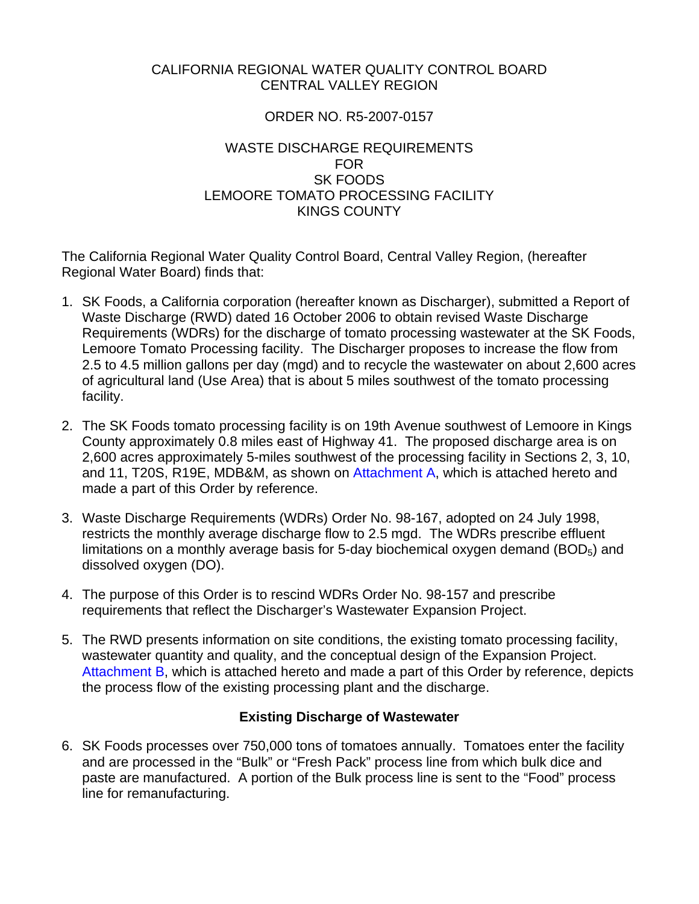CALIFORNIA REGIONAL WATER QUALITY CONTROL BOARD
CENTRAL VALLEY REGION

ORDER NO. R5-2007-0157

WASTE DISCHARGE REQUIREMENTS
FOR
SK FOODS
LEMOORE TOMATO PROCESSING FACILITY
KINGS COUNTY

The California Regional Water Quality Control Board, Central Valley Region, (hereafter Regional Water Board) finds that:

1. SK Foods, a California corporation (hereafter known as Discharger), submitted a Report of Waste Discharge (RWD) dated 16 October 2006 to obtain revised Waste Discharge Requirements (WDRs) for the discharge of tomato processing wastewater at the SK Foods, Lemoore Tomato Processing facility. The Discharger proposes to increase the flow from 2.5 to 4.5 million gallons per day (mgd) and to recycle the wastewater on about 2,600 acres of agricultural land (Use Area) that is about 5 miles southwest of the tomato processing facility.

2. The SK Foods tomato processing facility is on 19th Avenue southwest of Lemoore in Kings County approximately 0.8 miles east of Highway 41. The proposed discharge area is on 2,600 acres approximately 5-miles southwest of the processing facility in Sections 2, 3, 10, and 11, T20S, R19E, MDB&M, as shown on Attachment A, which is attached hereto and made a part of this Order by reference.

3. Waste Discharge Requirements (WDRs) Order No. 98-167, adopted on 24 July 1998, restricts the monthly average discharge flow to 2.5 mgd. The WDRs prescribe effluent limitations on a monthly average basis for 5-day biochemical oxygen demand ($BOD_5$) and dissolved oxygen (DO).

4. The purpose of this Order is to rescind WDRs Order No. 98-157 and prescribe requirements that reflect the Discharger's Wastewater Expansion Project.

5. The RWD presents information on site conditions, the existing tomato processing facility, wastewater quantity and quality, and the conceptual design of the Expansion Project. Attachment B, which is attached hereto and made a part of this Order by reference, depicts the process flow of the existing processing plant and the discharge.

## Existing Discharge of Wastewater

6. SK Foods processes over 750,000 tons of tomatoes annually. Tomatoes enter the facility and are processed in the "Bulk" or "Fresh Pack" process line from which bulk dice and paste are manufactured. A portion of the Bulk process line is sent to the "Food" process line for remanufacturing.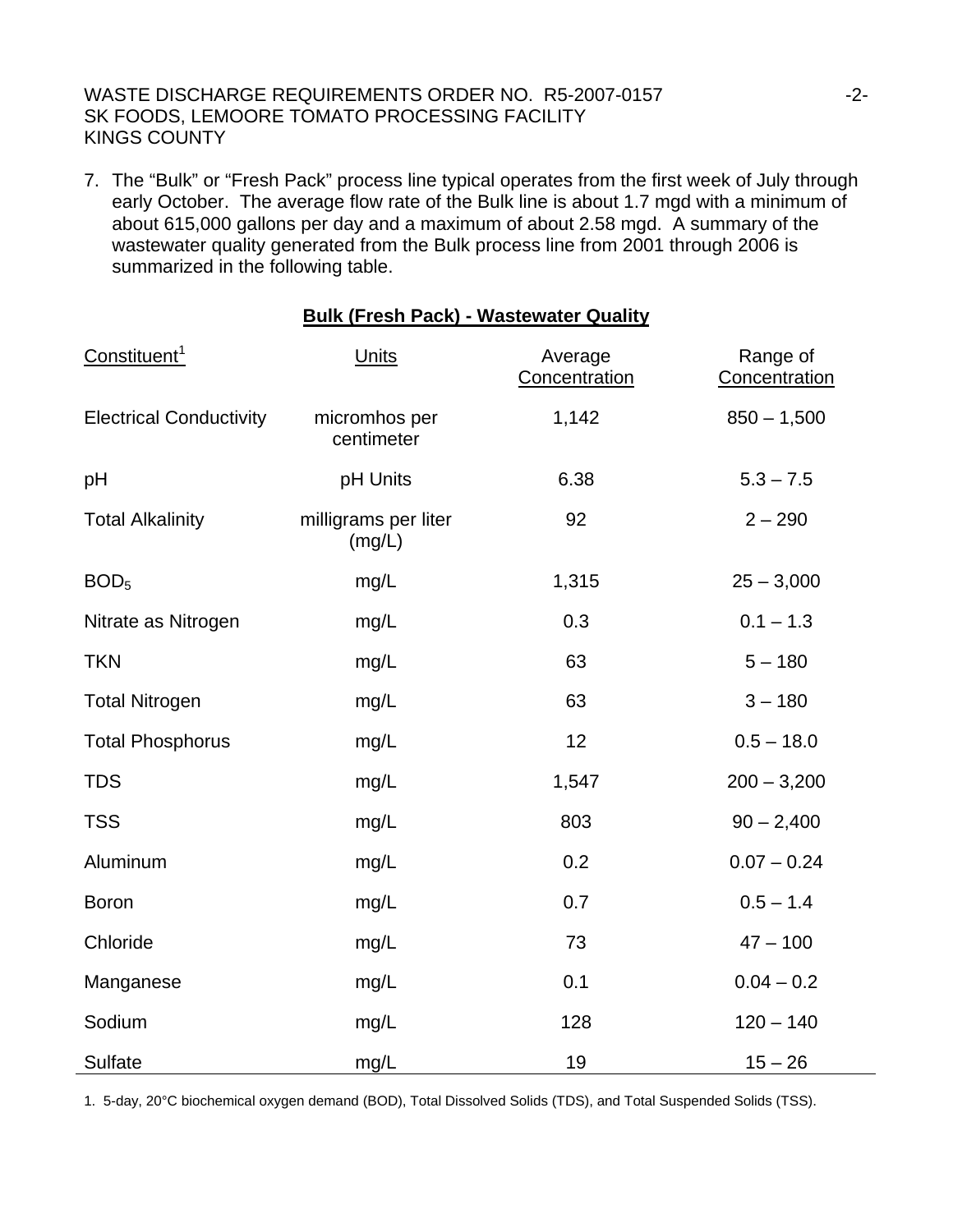7. The "Bulk" or "Fresh Pack" process line typical operates from the first week of July through early October. The average flow rate of the Bulk line is about 1.7 mgd with a minimum of about 615,000 gallons per day and a maximum of about 2.58 mgd. A summary of the wastewater quality generated from the Bulk process line from 2001 through 2006 is summarized in the following table.

**Bulk (Fresh Pack) - Wastewater Quality**

| Constituent[1] | Units | Average Concentration | Range of Concentration |
|---|---|---|---|
| Electrical Conductivity | micromhos per centimeter | 1,142 | 850 – 1,500 |
| pH | pH Units | 6.38 | 5.3 – 7.5 |
| Total Alkalinity | milligrams per liter (mg/L) | 92 | 2 – 290 |
| $BOD_5$ | mg/L | 1,315 | 25 – 3,000 |
| Nitrate as Nitrogen | mg/L | 0.3 | 0.1 – 1.3 |
| TKN | mg/L | 63 | 5 – 180 |
| Total Nitrogen | mg/L | 63 | 3 – 180 |
| Total Phosphorus | mg/L | 12 | 0.5 – 18.0 |
| TDS | mg/L | 1,547 | 200 – 3,200 |
| TSS | mg/L | 803 | 90 – 2,400 |
| Aluminum | mg/L | 0.2 | 0.07 – 0.24 |
| Boron | mg/L | 0.7 | 0.5 – 1.4 |
| Chloride | mg/L | 73 | 47 – 100 |
| Manganese | mg/L | 0.1 | 0.04 – 0.2 |
| Sodium | mg/L | 128 | 120 – 140 |
| Sulfate | mg/L | 19 | 15 – 26 |

1. 5-day, 20°C biochemical oxygen demand (BOD), Total Dissolved Solids (TDS), and Total Suspended Solids (TSS).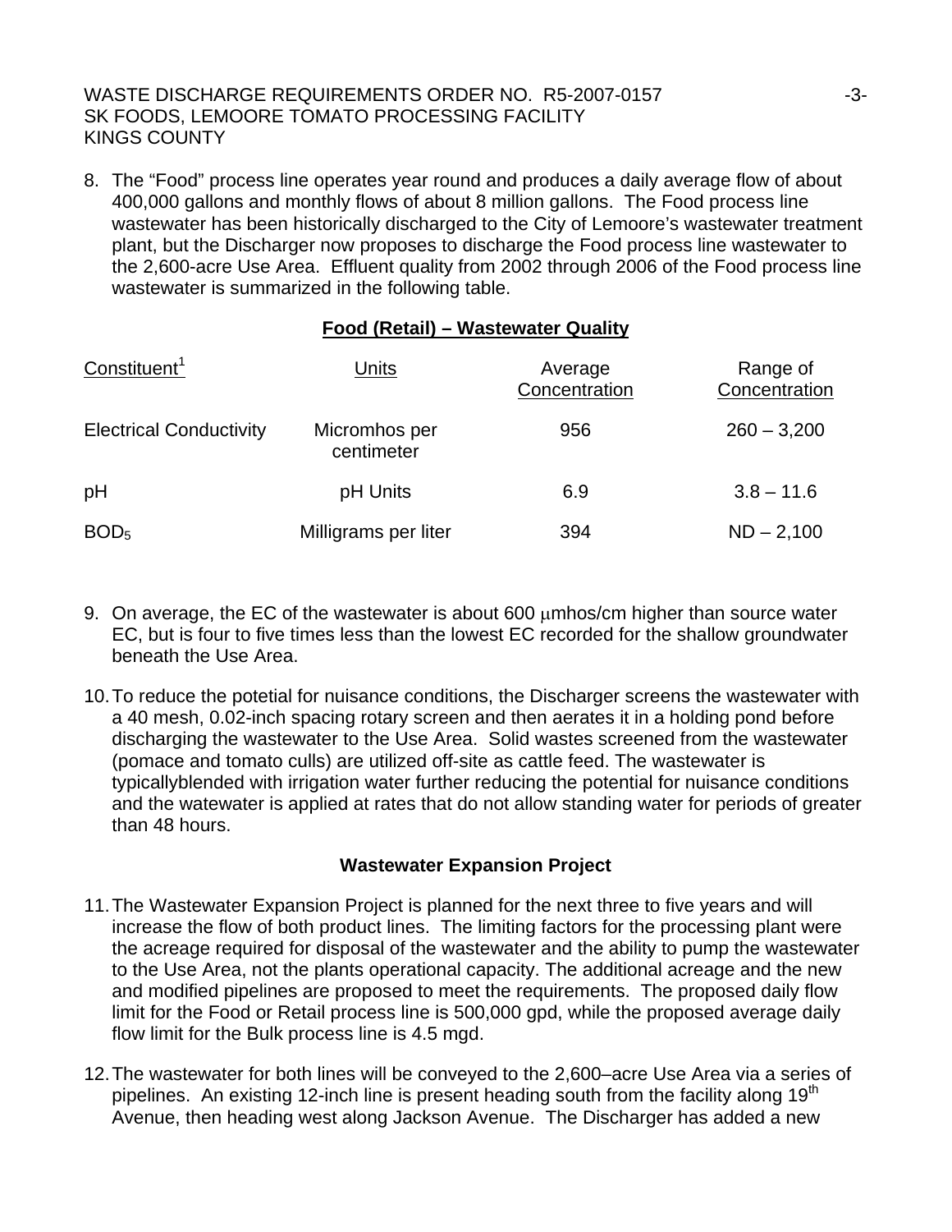8. The "Food" process line operates year round and produces a daily average flow of about 400,000 gallons and monthly flows of about 8 million gallons. The Food process line wastewater has been historically discharged to the City of Lemoore's wastewater treatment plant, but the Discharger now proposes to discharge the Food process line wastewater to the 2,600-acre Use Area. Effluent quality from 2002 through 2006 of the Food process line wastewater is summarized in the following table.

**Food (Retail) – Wastewater Quality**

| Constituent[1] | Units | Average Concentration | Range of Concentration |
|---|---|---|---|
| Electrical Conductivity | Micromhos per centimeter | 956 | 260 – 3,200 |
| pH | pH Units | 6.9 | 3.8 – 11.6 |
| $BOD_5$ | Milligrams per liter | 394 | ND – 2,100 |

9. On average, the EC of the wastewater is about 600 μmhos/cm higher than source water EC, but is four to five times less than the lowest EC recorded for the shallow groundwater beneath the Use Area.

10. To reduce the potetial for nuisance conditions, the Discharger screens the wastewater with a 40 mesh, 0.02-inch spacing rotary screen and then aerates it in a holding pond before discharging the wastewater to the Use Area. Solid wastes screened from the wastewater (pomace and tomato culls) are utilized off-site as cattle feed. The wastewater is typicallyblended with irrigation water further reducing the potential for nuisance conditions and the watewater is applied at rates that do not allow standing water for periods of greater than 48 hours.

**Wastewater Expansion Project**

11. The Wastewater Expansion Project is planned for the next three to five years and will increase the flow of both product lines. The limiting factors for the processing plant were the acreage required for disposal of the wastewater and the ability to pump the wastewater to the Use Area, not the plants operational capacity. The additional acreage and the new and modified pipelines are proposed to meet the requirements. The proposed daily flow limit for the Food or Retail process line is 500,000 gpd, while the proposed average daily flow limit for the Bulk process line is 4.5 mgd.

12. The wastewater for both lines will be conveyed to the 2,600–acre Use Area via a series of pipelines. An existing 12-inch line is present heading south from the facility along 19th Avenue, then heading west along Jackson Avenue. The Discharger has added a new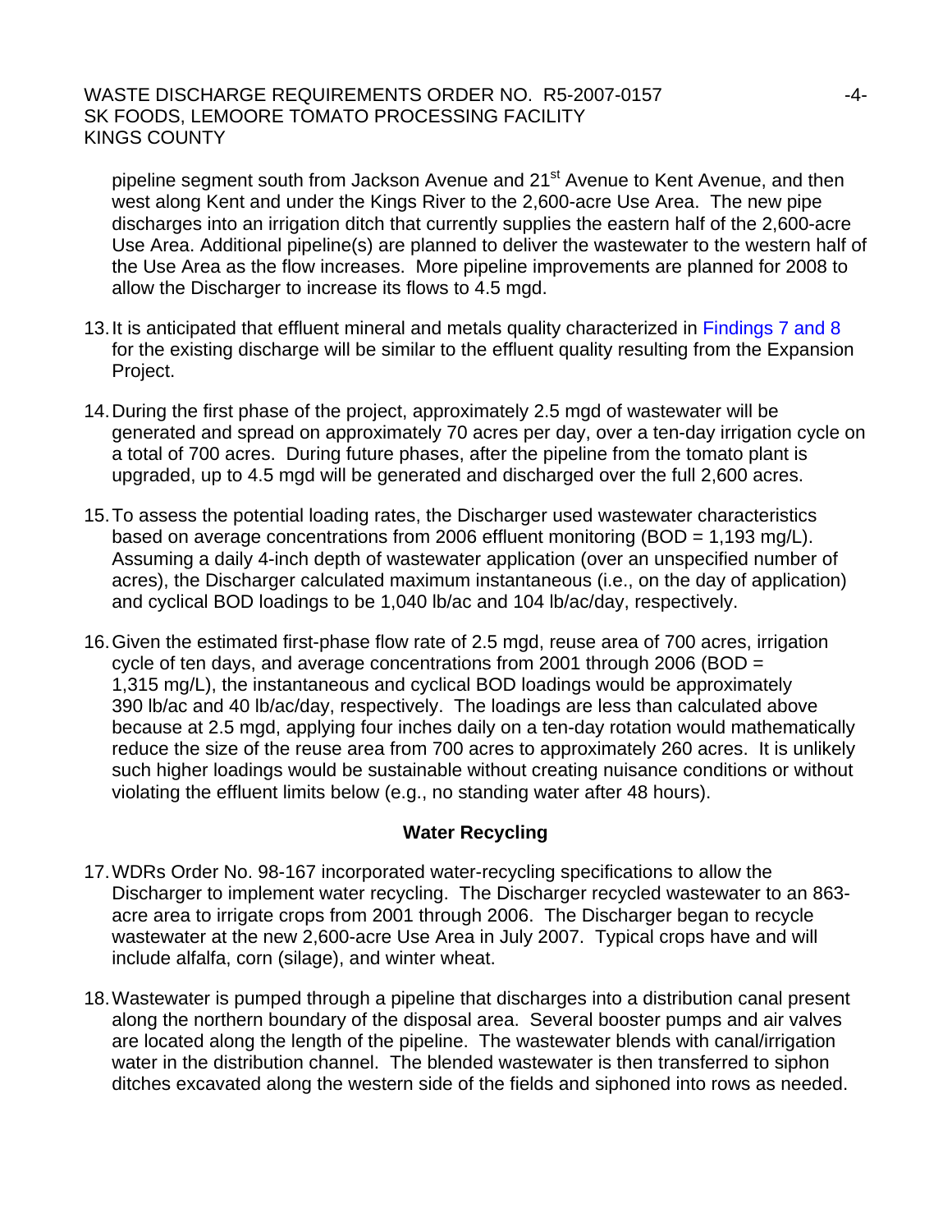pipeline segment south from Jackson Avenue and 21st Avenue to Kent Avenue, and then west along Kent and under the Kings River to the 2,600-acre Use Area. The new pipe discharges into an irrigation ditch that currently supplies the eastern half of the 2,600-acre Use Area. Additional pipeline(s) are planned to deliver the wastewater to the western half of the Use Area as the flow increases. More pipeline improvements are planned for 2008 to allow the Discharger to increase its flows to 4.5 mgd.

13. It is anticipated that effluent mineral and metals quality characterized in Findings 7 and 8 for the existing discharge will be similar to the effluent quality resulting from the Expansion Project.

14. During the first phase of the project, approximately 2.5 mgd of wastewater will be generated and spread on approximately 70 acres per day, over a ten-day irrigation cycle on a total of 700 acres. During future phases, after the pipeline from the tomato plant is upgraded, up to 4.5 mgd will be generated and discharged over the full 2,600 acres.

15. To assess the potential loading rates, the Discharger used wastewater characteristics based on average concentrations from 2006 effluent monitoring (BOD = 1,193 mg/L). Assuming a daily 4-inch depth of wastewater application (over an unspecified number of acres), the Discharger calculated maximum instantaneous (i.e., on the day of application) and cyclical BOD loadings to be 1,040 lb/ac and 104 lb/ac/day, respectively.

16. Given the estimated first-phase flow rate of 2.5 mgd, reuse area of 700 acres, irrigation cycle of ten days, and average concentrations from 2001 through 2006 (BOD = 1,315 mg/L), the instantaneous and cyclical BOD loadings would be approximately 390 lb/ac and 40 lb/ac/day, respectively. The loadings are less than calculated above because at 2.5 mgd, applying four inches daily on a ten-day rotation would mathematically reduce the size of the reuse area from 700 acres to approximately 260 acres. It is unlikely such higher loadings would be sustainable without creating nuisance conditions or without violating the effluent limits below (e.g., no standing water after 48 hours).

## Water Recycling

17. WDRs Order No. 98-167 incorporated water-recycling specifications to allow the Discharger to implement water recycling. The Discharger recycled wastewater to an 863-acre area to irrigate crops from 2001 through 2006. The Discharger began to recycle wastewater at the new 2,600-acre Use Area in July 2007. Typical crops have and will include alfalfa, corn (silage), and winter wheat.

18. Wastewater is pumped through a pipeline that discharges into a distribution canal present along the northern boundary of the disposal area. Several booster pumps and air valves are located along the length of the pipeline. The wastewater blends with canal/irrigation water in the distribution channel. The blended wastewater is then transferred to siphon ditches excavated along the western side of the fields and siphoned into rows as needed.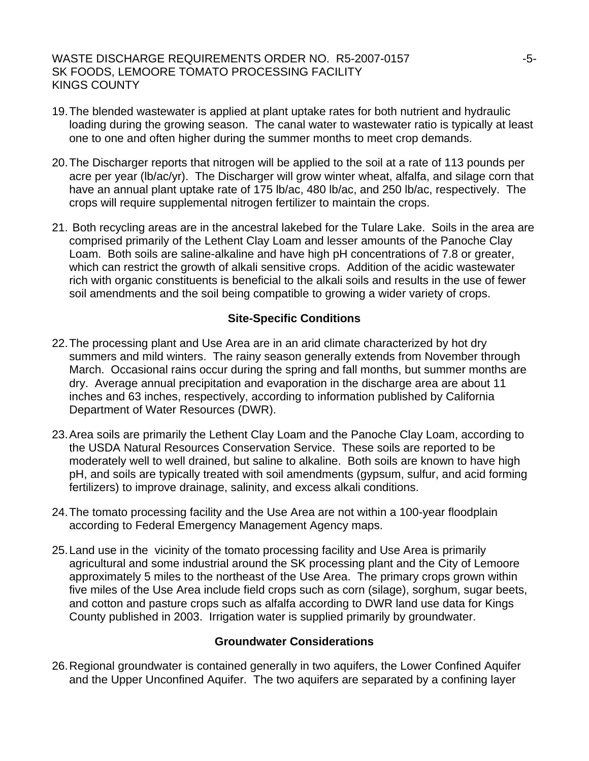19. The blended wastewater is applied at plant uptake rates for both nutrient and hydraulic loading during the growing season. The canal water to wastewater ratio is typically at least one to one and often higher during the summer months to meet crop demands.

20. The Discharger reports that nitrogen will be applied to the soil at a rate of 113 pounds per acre per year (lb/ac/yr). The Discharger will grow winter wheat, alfalfa, and silage corn that have an annual plant uptake rate of 175 lb/ac, 480 lb/ac, and 250 lb/ac, respectively. The crops will require supplemental nitrogen fertilizer to maintain the crops.

21. Both recycling areas are in the ancestral lakebed for the Tulare Lake. Soils in the area are comprised primarily of the Lethent Clay Loam and lesser amounts of the Panoche Clay Loam. Both soils are saline-alkaline and have high pH concentrations of 7.8 or greater, which can restrict the growth of alkali sensitive crops. Addition of the acidic wastewater rich with organic constituents is beneficial to the alkali soils and results in the use of fewer soil amendments and the soil being compatible to growing a wider variety of crops.

**Site-Specific Conditions**

22. The processing plant and Use Area are in an arid climate characterized by hot dry summers and mild winters. The rainy season generally extends from November through March. Occasional rains occur during the spring and fall months, but summer months are dry. Average annual precipitation and evaporation in the discharge area are about 11 inches and 63 inches, respectively, according to information published by California Department of Water Resources (DWR).

23. Area soils are primarily the Lethent Clay Loam and the Panoche Clay Loam, according to the USDA Natural Resources Conservation Service. These soils are reported to be moderately well to well drained, but saline to alkaline. Both soils are known to have high pH, and soils are typically treated with soil amendments (gypsum, sulfur, and acid forming fertilizers) to improve drainage, salinity, and excess alkali conditions.

24. The tomato processing facility and the Use Area are not within a 100-year floodplain according to Federal Emergency Management Agency maps.

25. Land use in the vicinity of the tomato processing facility and Use Area is primarily agricultural and some industrial around the SK processing plant and the City of Lemoore approximately 5 miles to the northeast of the Use Area. The primary crops grown within five miles of the Use Area include field crops such as corn (silage), sorghum, sugar beets, and cotton and pasture crops such as alfalfa according to DWR land use data for Kings County published in 2003. Irrigation water is supplied primarily by groundwater.

**Groundwater Considerations**

26. Regional groundwater is contained generally in two aquifers, the Lower Confined Aquifer and the Upper Unconfined Aquifer. The two aquifers are separated by a confining layer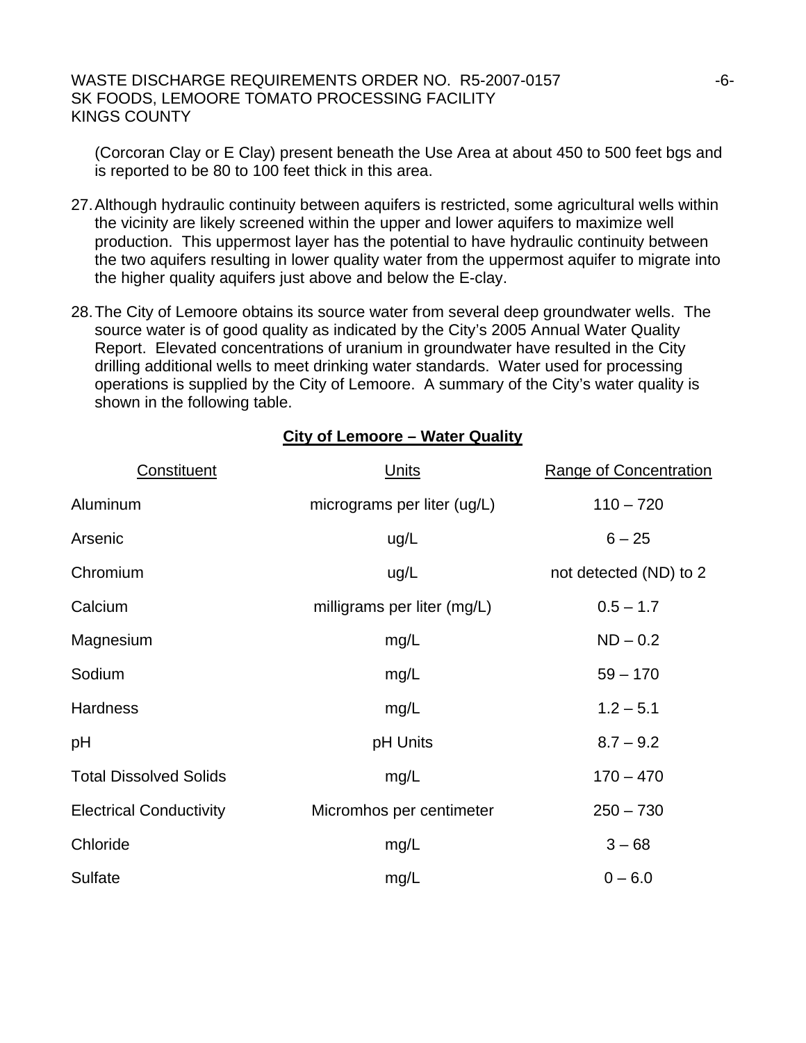(Corcoran Clay or E Clay) present beneath the Use Area at about 450 to 500 feet bgs and is reported to be 80 to 100 feet thick in this area.

27. Although hydraulic continuity between aquifers is restricted, some agricultural wells within the vicinity are likely screened within the upper and lower aquifers to maximize well production. This uppermost layer has the potential to have hydraulic continuity between the two aquifers resulting in lower quality water from the uppermost aquifer to migrate into the higher quality aquifers just above and below the E-clay.

28. The City of Lemoore obtains its source water from several deep groundwater wells. The source water is of good quality as indicated by the City's 2005 Annual Water Quality Report. Elevated concentrations of uranium in groundwater have resulted in the City drilling additional wells to meet drinking water standards. Water used for processing operations is supplied by the City of Lemoore. A summary of the City's water quality is shown in the following table.

**City of Lemoore – Water Quality**

| Constituent | Units | Range of Concentration |
|---|---|---|
| Aluminum | micrograms per liter (ug/L) | 110 – 720 |
| Arsenic | ug/L | 6 – 25 |
| Chromium | ug/L | not detected (ND) to 2 |
| Calcium | milligrams per liter (mg/L) | 0.5 – 1.7 |
| Magnesium | mg/L | ND – 0.2 |
| Sodium | mg/L | 59 – 170 |
| Hardness | mg/L | 1.2 – 5.1 |
| pH | pH Units | 8.7 – 9.2 |
| Total Dissolved Solids | mg/L | 170 – 470 |
| Electrical Conductivity | Micromhos per centimeter | 250 – 730 |
| Chloride | mg/L | 3 – 68 |
| Sulfate | mg/L | 0 – 6.0 |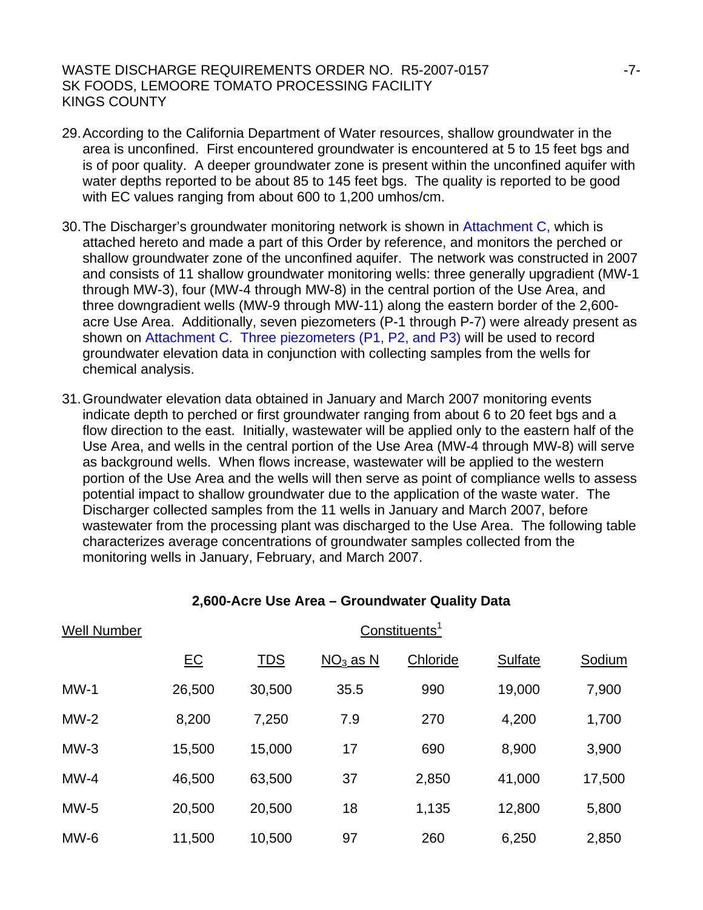29. According to the California Department of Water resources, shallow groundwater in the area is unconfined. First encountered groundwater is encountered at 5 to 15 feet bgs and is of poor quality. A deeper groundwater zone is present within the unconfined aquifer with water depths reported to be about 85 to 145 feet bgs. The quality is reported to be good with EC values ranging from about 600 to 1,200 umhos/cm.

30. The Discharger's groundwater monitoring network is shown in Attachment C, which is attached hereto and made a part of this Order by reference, and monitors the perched or shallow groundwater zone of the unconfined aquifer. The network was constructed in 2007 and consists of 11 shallow groundwater monitoring wells: three generally upgradient (MW-1 through MW-3), four (MW-4 through MW-8) in the central portion of the Use Area, and three downgradient wells (MW-9 through MW-11) along the eastern border of the 2,600-acre Use Area. Additionally, seven piezometers (P-1 through P-7) were already present as shown on Attachment C. Three piezometers (P1, P2, and P3) will be used to record groundwater elevation data in conjunction with collecting samples from the wells for chemical analysis.

31. Groundwater elevation data obtained in January and March 2007 monitoring events indicate depth to perched or first groundwater ranging from about 6 to 20 feet bgs and a flow direction to the east. Initially, wastewater will be applied only to the eastern half of the Use Area, and wells in the central portion of the Use Area (MW-4 through MW-8) will serve as background wells. When flows increase, wastewater will be applied to the western portion of the Use Area and the wells will then serve as point of compliance wells to assess potential impact to shallow groundwater due to the application of the waste water. The Discharger collected samples from the 11 wells in January and March 2007, before wastewater from the processing plant was discharged to the Use Area. The following table characterizes average concentrations of groundwater samples collected from the monitoring wells in January, February, and March 2007.

**2,600-Acre Use Area – Groundwater Quality Data**

| Well Number | Constituents[1] | | | | | |
|---|---|---|---|---|---|---|
| | EC | TDS | $NO_3$ as N | Chloride | Sulfate | Sodium |
| MW-1 | 26,500 | 30,500 | 35.5 | 990 | 19,000 | 7,900 |
| MW-2 | 8,200 | 7,250 | 7.9 | 270 | 4,200 | 1,700 |
| MW-3 | 15,500 | 15,000 | 17 | 690 | 8,900 | 3,900 |
| MW-4 | 46,500 | 63,500 | 37 | 2,850 | 41,000 | 17,500 |
| MW-5 | 20,500 | 20,500 | 18 | 1,135 | 12,800 | 5,800 |
| MW-6 | 11,500 | 10,500 | 97 | 260 | 6,250 | 2,850 |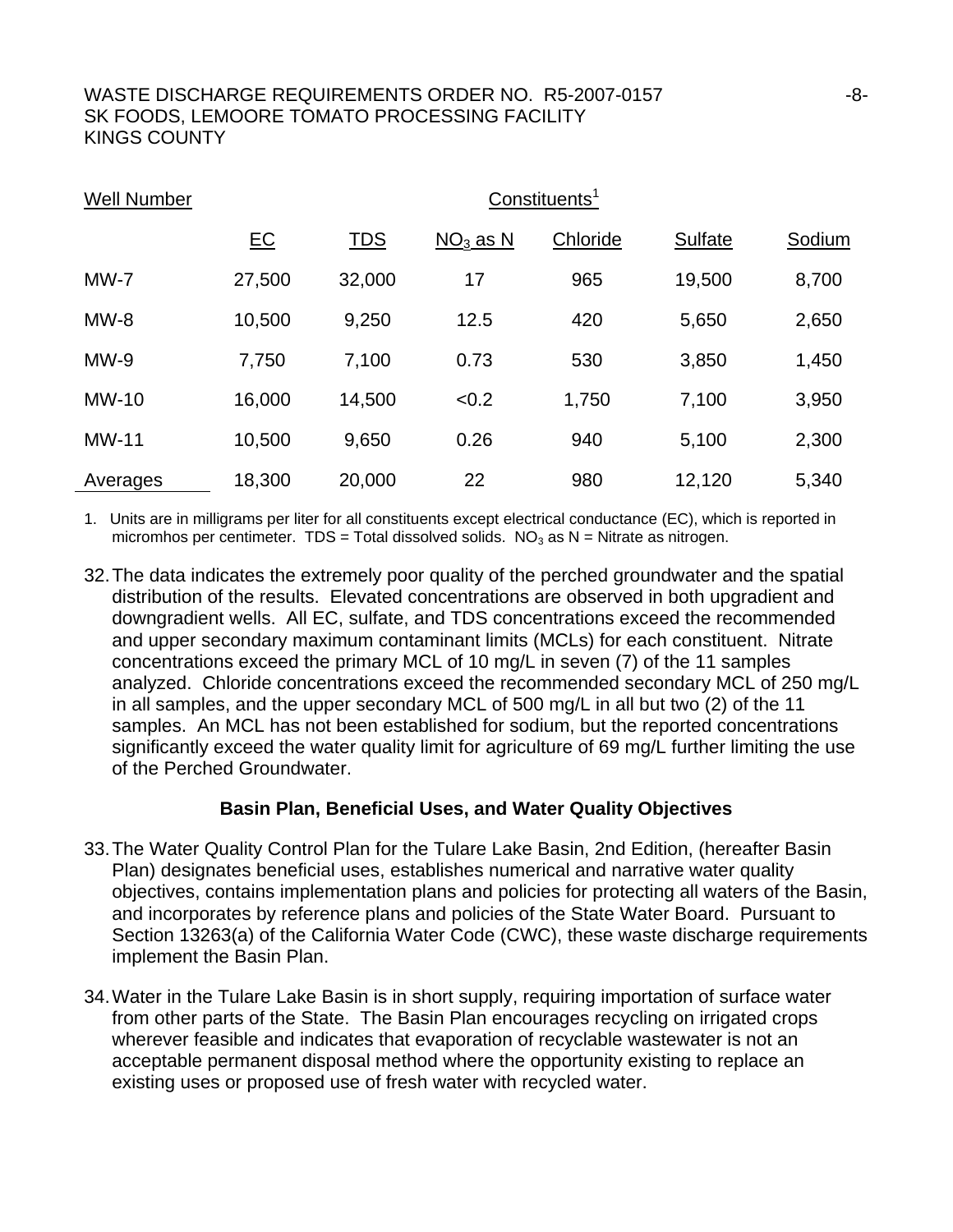| Well Number | Constituents[1] | | | | | |
|---|---|---|---|---|---|---|
| | EC | TDS | $NO_3$ as N | Chloride | Sulfate | Sodium |
| MW-7 | 27,500 | 32,000 | 17 | 965 | 19,500 | 8,700 |
| MW-8 | 10,500 | 9,250 | 12.5 | 420 | 5,650 | 2,650 |
| MW-9 | 7,750 | 7,100 | 0.73 | 530 | 3,850 | 1,450 |
| MW-10 | 16,000 | 14,500 | <0.2 | 1,750 | 7,100 | 3,950 |
| MW-11 | 10,500 | 9,650 | 0.26 | 940 | 5,100 | 2,300 |
| Averages | 18,300 | 20,000 | 22 | 980 | 12,120 | 5,340 |

1. Units are in milligrams per liter for all constituents except electrical conductance (EC), which is reported in micromhos per centimeter. TDS = Total dissolved solids. $NO_3$ as N = Nitrate as nitrogen.

32. The data indicates the extremely poor quality of the perched groundwater and the spatial distribution of the results. Elevated concentrations are observed in both upgradient and downgradient wells. All EC, sulfate, and TDS concentrations exceed the recommended and upper secondary maximum contaminant limits (MCLs) for each constituent. Nitrate concentrations exceed the primary MCL of 10 mg/L in seven (7) of the 11 samples analyzed. Chloride concentrations exceed the recommended secondary MCL of 250 mg/L in all samples, and the upper secondary MCL of 500 mg/L in all but two (2) of the 11 samples. An MCL has not been established for sodium, but the reported concentrations significantly exceed the water quality limit for agriculture of 69 mg/L further limiting the use of the Perched Groundwater.

**Basin Plan, Beneficial Uses, and Water Quality Objectives**

33. The Water Quality Control Plan for the Tulare Lake Basin, 2nd Edition, (hereafter Basin Plan) designates beneficial uses, establishes numerical and narrative water quality objectives, contains implementation plans and policies for protecting all waters of the Basin, and incorporates by reference plans and policies of the State Water Board. Pursuant to Section 13263(a) of the California Water Code (CWC), these waste discharge requirements implement the Basin Plan.

34. Water in the Tulare Lake Basin is in short supply, requiring importation of surface water from other parts of the State. The Basin Plan encourages recycling on irrigated crops wherever feasible and indicates that evaporation of recyclable wastewater is not an acceptable permanent disposal method where the opportunity existing to replace an existing uses or proposed use of fresh water with recycled water.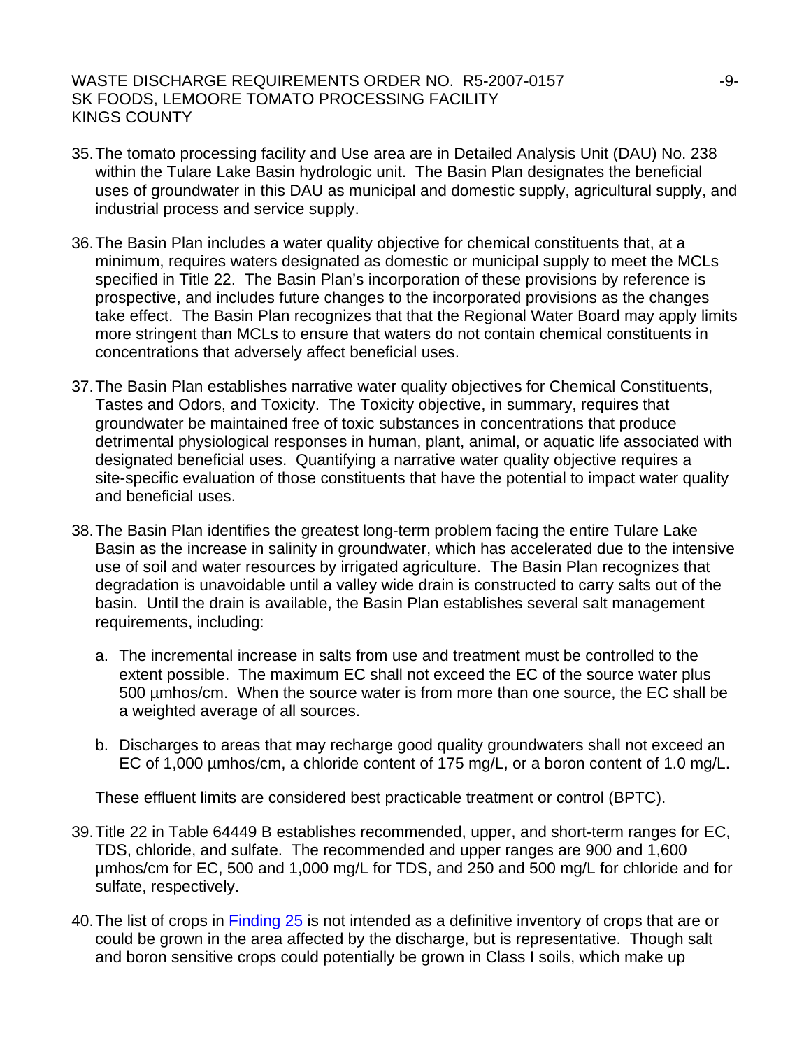35. The tomato processing facility and Use area are in Detailed Analysis Unit (DAU) No. 238 within the Tulare Lake Basin hydrologic unit. The Basin Plan designates the beneficial uses of groundwater in this DAU as municipal and domestic supply, agricultural supply, and industrial process and service supply.

36. The Basin Plan includes a water quality objective for chemical constituents that, at a minimum, requires waters designated as domestic or municipal supply to meet the MCLs specified in Title 22. The Basin Plan's incorporation of these provisions by reference is prospective, and includes future changes to the incorporated provisions as the changes take effect. The Basin Plan recognizes that that the Regional Water Board may apply limits more stringent than MCLs to ensure that waters do not contain chemical constituents in concentrations that adversely affect beneficial uses.

37. The Basin Plan establishes narrative water quality objectives for Chemical Constituents, Tastes and Odors, and Toxicity. The Toxicity objective, in summary, requires that groundwater be maintained free of toxic substances in concentrations that produce detrimental physiological responses in human, plant, animal, or aquatic life associated with designated beneficial uses. Quantifying a narrative water quality objective requires a site-specific evaluation of those constituents that have the potential to impact water quality and beneficial uses.

38. The Basin Plan identifies the greatest long-term problem facing the entire Tulare Lake Basin as the increase in salinity in groundwater, which has accelerated due to the intensive use of soil and water resources by irrigated agriculture. The Basin Plan recognizes that degradation is unavoidable until a valley wide drain is constructed to carry salts out of the basin. Until the drain is available, the Basin Plan establishes several salt management requirements, including:

    a. The incremental increase in salts from use and treatment must be controlled to the extent possible. The maximum EC shall not exceed the EC of the source water plus 500 µmhos/cm. When the source water is from more than one source, the EC shall be a weighted average of all sources.

    b. Discharges to areas that may recharge good quality groundwaters shall not exceed an EC of 1,000 µmhos/cm, a chloride content of 175 mg/L, or a boron content of 1.0 mg/L.

    These effluent limits are considered best practicable treatment or control (BPTC).

39. Title 22 in Table 64449 B establishes recommended, upper, and short-term ranges for EC, TDS, chloride, and sulfate. The recommended and upper ranges are 900 and 1,600 µmhos/cm for EC, 500 and 1,000 mg/L for TDS, and 250 and 500 mg/L for chloride and for sulfate, respectively.

40. The list of crops in Finding 25 is not intended as a definitive inventory of crops that are or could be grown in the area affected by the discharge, but is representative. Though salt and boron sensitive crops could potentially be grown in Class I soils, which make up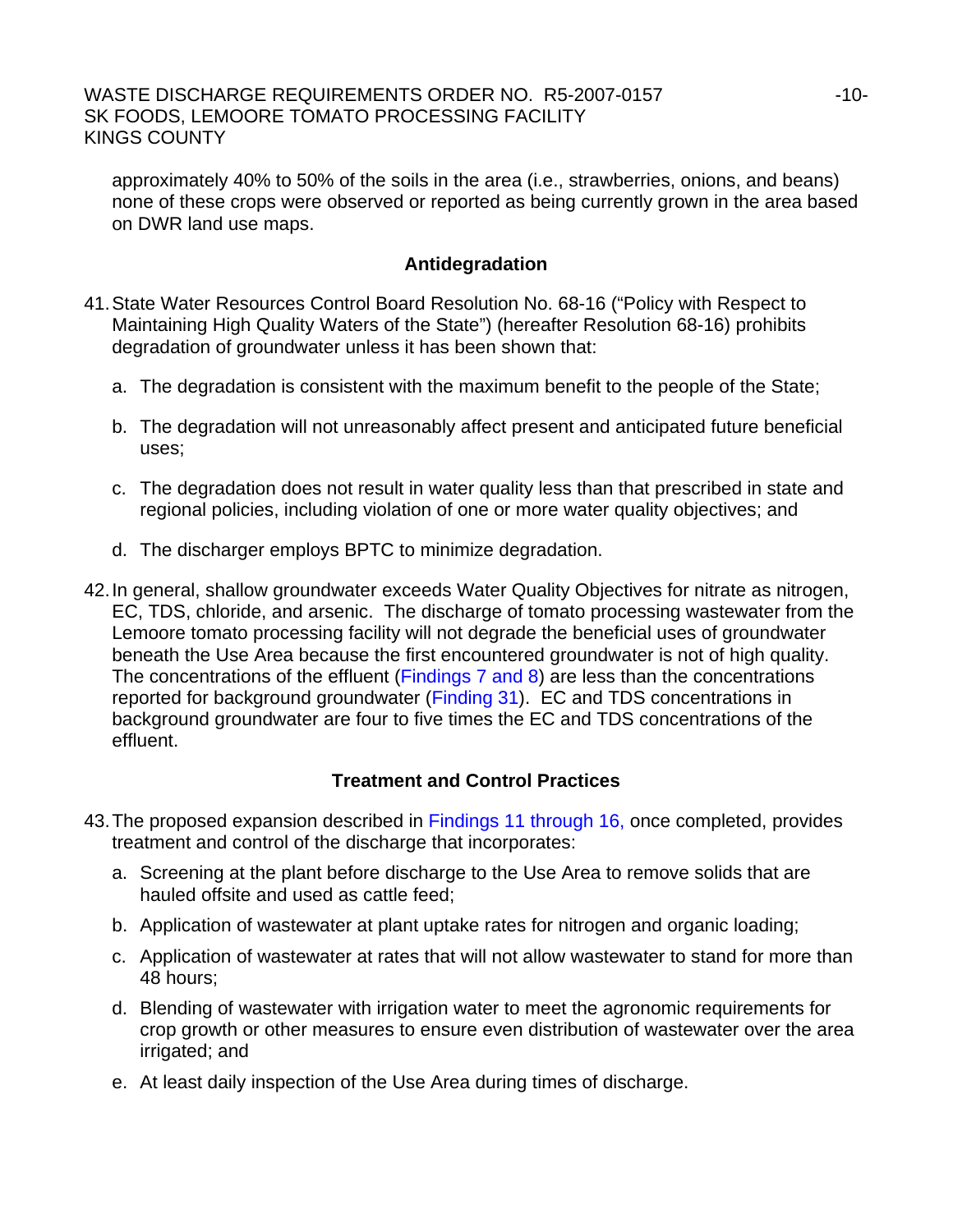approximately 40% to 50% of the soils in the area (i.e., strawberries, onions, and beans) none of these crops were observed or reported as being currently grown in the area based on DWR land use maps.

## Antidegradation

41. State Water Resources Control Board Resolution No. 68-16 ("Policy with Respect to Maintaining High Quality Waters of the State") (hereafter Resolution 68-16) prohibits degradation of groundwater unless it has been shown that:

    a. The degradation is consistent with the maximum benefit to the people of the State;

    b. The degradation will not unreasonably affect present and anticipated future beneficial uses;

    c. The degradation does not result in water quality less than that prescribed in state and regional policies, including violation of one or more water quality objectives; and

    d. The discharger employs BPTC to minimize degradation.

42. In general, shallow groundwater exceeds Water Quality Objectives for nitrate as nitrogen, EC, TDS, chloride, and arsenic. The discharge of tomato processing wastewater from the Lemoore tomato processing facility will not degrade the beneficial uses of groundwater beneath the Use Area because the first encountered groundwater is not of high quality. The concentrations of the effluent (Findings 7 and 8) are less than the concentrations reported for background groundwater (Finding 31). EC and TDS concentrations in background groundwater are four to five times the EC and TDS concentrations of the effluent.

## Treatment and Control Practices

43. The proposed expansion described in Findings 11 through 16, once completed, provides treatment and control of the discharge that incorporates:

    a. Screening at the plant before discharge to the Use Area to remove solids that are hauled offsite and used as cattle feed;

    b. Application of wastewater at plant uptake rates for nitrogen and organic loading;

    c. Application of wastewater at rates that will not allow wastewater to stand for more than 48 hours;

    d. Blending of wastewater with irrigation water to meet the agronomic requirements for crop growth or other measures to ensure even distribution of wastewater over the area irrigated; and

    e. At least daily inspection of the Use Area during times of discharge.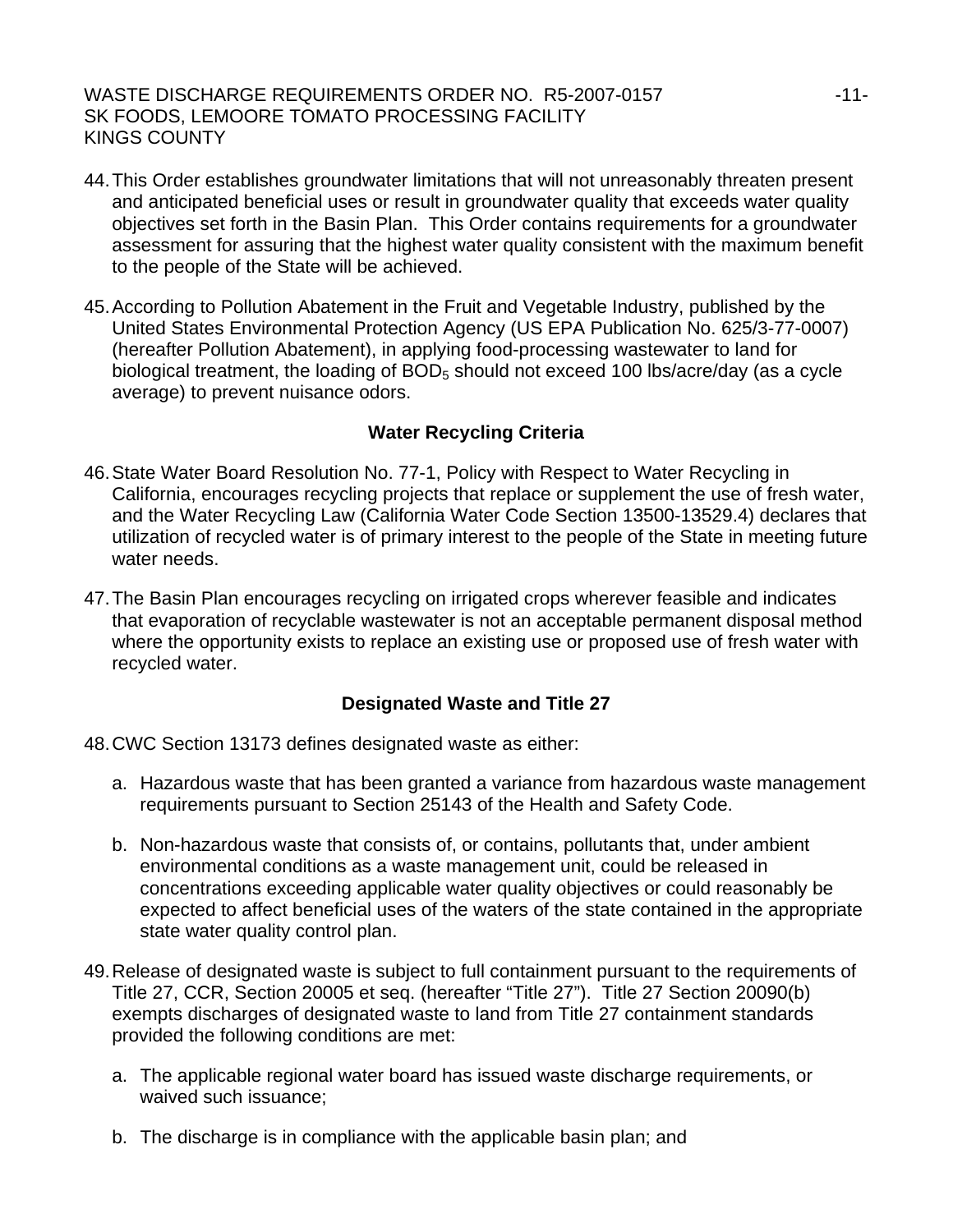44. This Order establishes groundwater limitations that will not unreasonably threaten present and anticipated beneficial uses or result in groundwater quality that exceeds water quality objectives set forth in the Basin Plan. This Order contains requirements for a groundwater assessment for assuring that the highest water quality consistent with the maximum benefit to the people of the State will be achieved.

45. According to Pollution Abatement in the Fruit and Vegetable Industry, published by the United States Environmental Protection Agency (US EPA Publication No. 625/3-77-0007) (hereafter Pollution Abatement), in applying food-processing wastewater to land for biological treatment, the loading of $BOD_5$ should not exceed 100 lbs/acre/day (as a cycle average) to prevent nuisance odors.

### Water Recycling Criteria

46. State Water Board Resolution No. 77-1, Policy with Respect to Water Recycling in California, encourages recycling projects that replace or supplement the use of fresh water, and the Water Recycling Law (California Water Code Section 13500-13529.4) declares that utilization of recycled water is of primary interest to the people of the State in meeting future water needs.

47. The Basin Plan encourages recycling on irrigated crops wherever feasible and indicates that evaporation of recyclable wastewater is not an acceptable permanent disposal method where the opportunity exists to replace an existing use or proposed use of fresh water with recycled water.

### Designated Waste and Title 27

48. CWC Section 13173 defines designated waste as either:

    a. Hazardous waste that has been granted a variance from hazardous waste management requirements pursuant to Section 25143 of the Health and Safety Code.

    b. Non-hazardous waste that consists of, or contains, pollutants that, under ambient environmental conditions as a waste management unit, could be released in concentrations exceeding applicable water quality objectives or could reasonably be expected to affect beneficial uses of the waters of the state contained in the appropriate state water quality control plan.

49. Release of designated waste is subject to full containment pursuant to the requirements of Title 27, CCR, Section 20005 et seq. (hereafter "Title 27"). Title 27 Section 20090(b) exempts discharges of designated waste to land from Title 27 containment standards provided the following conditions are met:

    a. The applicable regional water board has issued waste discharge requirements, or waived such issuance;

    b. The discharge is in compliance with the applicable basin plan; and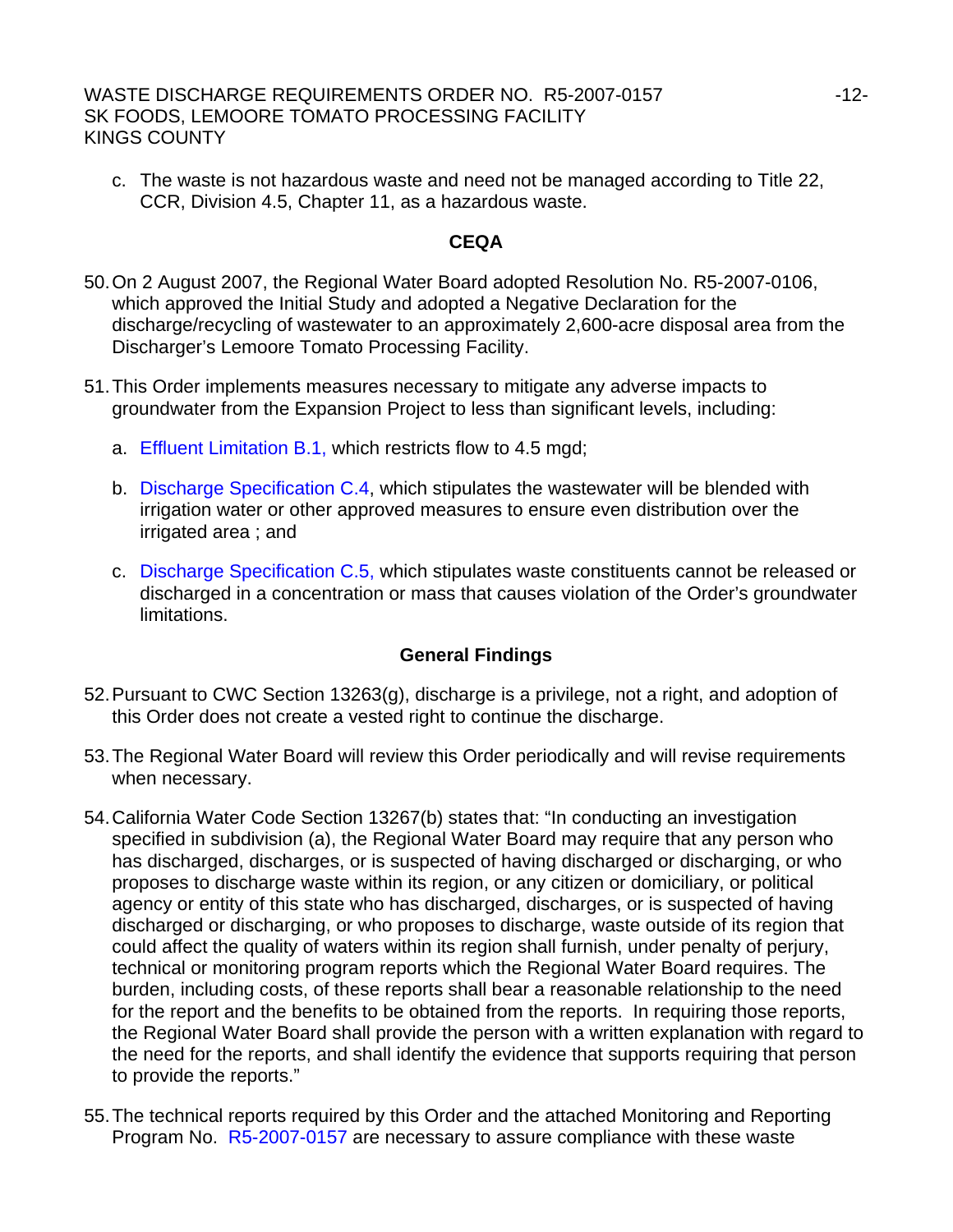c. The waste is not hazardous waste and need not be managed according to Title 22, CCR, Division 4.5, Chapter 11, as a hazardous waste.

## CEQA

50. On 2 August 2007, the Regional Water Board adopted Resolution No. R5-2007-0106, which approved the Initial Study and adopted a Negative Declaration for the discharge/recycling of wastewater to an approximately 2,600-acre disposal area from the Discharger's Lemoore Tomato Processing Facility.

51. This Order implements measures necessary to mitigate any adverse impacts to groundwater from the Expansion Project to less than significant levels, including:

    a. Effluent Limitation B.1, which restricts flow to 4.5 mgd;

    b. Discharge Specification C.4, which stipulates the wastewater will be blended with irrigation water or other approved measures to ensure even distribution over the irrigated area ; and

    c. Discharge Specification C.5, which stipulates waste constituents cannot be released or discharged in a concentration or mass that causes violation of the Order's groundwater limitations.

## General Findings

52. Pursuant to CWC Section 13263(g), discharge is a privilege, not a right, and adoption of this Order does not create a vested right to continue the discharge.

53. The Regional Water Board will review this Order periodically and will revise requirements when necessary.

54. California Water Code Section 13267(b) states that: "In conducting an investigation specified in subdivision (a), the Regional Water Board may require that any person who has discharged, discharges, or is suspected of having discharged or discharging, or who proposes to discharge waste within its region, or any citizen or domiciliary, or political agency or entity of this state who has discharged, discharges, or is suspected of having discharged or discharging, or who proposes to discharge, waste outside of its region that could affect the quality of waters within its region shall furnish, under penalty of perjury, technical or monitoring program reports which the Regional Water Board requires. The burden, including costs, of these reports shall bear a reasonable relationship to the need for the report and the benefits to be obtained from the reports. In requiring those reports, the Regional Water Board shall provide the person with a written explanation with regard to the need for the reports, and shall identify the evidence that supports requiring that person to provide the reports."

55. The technical reports required by this Order and the attached Monitoring and Reporting Program No. R5-2007-0157 are necessary to assure compliance with these waste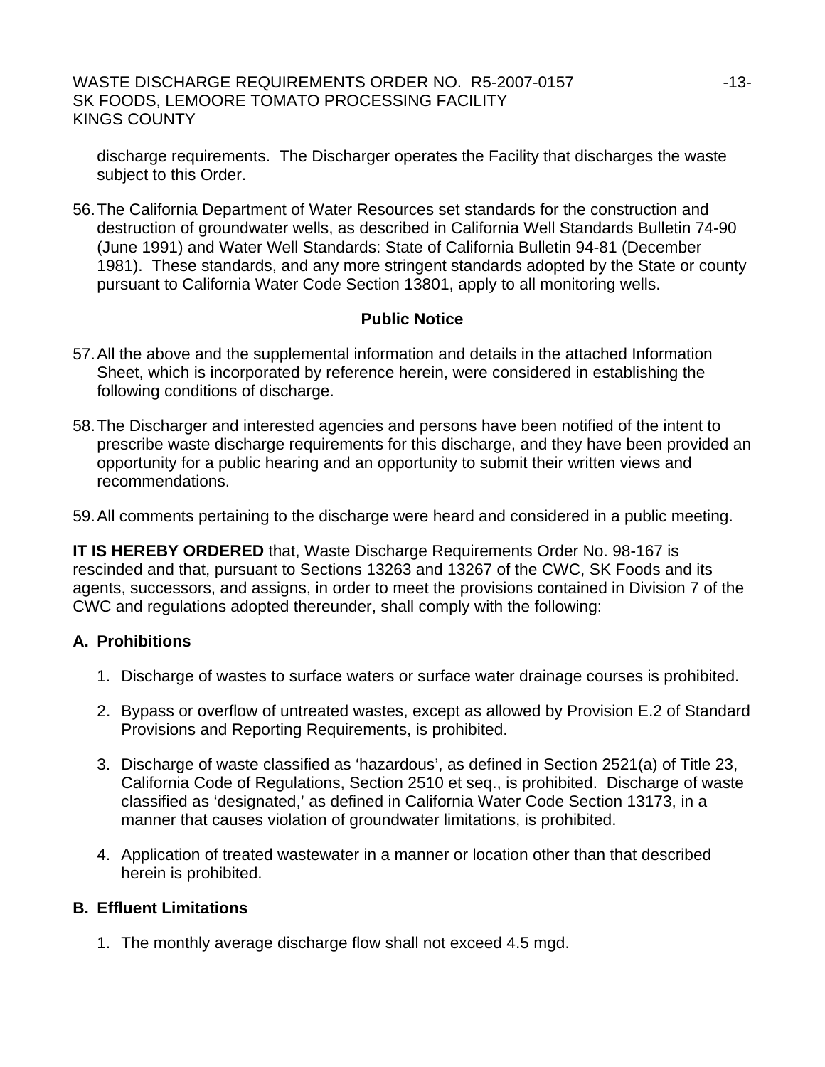discharge requirements. The Discharger operates the Facility that discharges the waste subject to this Order.

56. The California Department of Water Resources set standards for the construction and destruction of groundwater wells, as described in California Well Standards Bulletin 74-90 (June 1991) and Water Well Standards: State of California Bulletin 94-81 (December 1981). These standards, and any more stringent standards adopted by the State or county pursuant to California Water Code Section 13801, apply to all monitoring wells.

**Public Notice**

57. All the above and the supplemental information and details in the attached Information Sheet, which is incorporated by reference herein, were considered in establishing the following conditions of discharge.

58. The Discharger and interested agencies and persons have been notified of the intent to prescribe waste discharge requirements for this discharge, and they have been provided an opportunity for a public hearing and an opportunity to submit their written views and recommendations.

59. All comments pertaining to the discharge were heard and considered in a public meeting.

**IT IS HEREBY ORDERED** that, Waste Discharge Requirements Order No. 98-167 is rescinded and that, pursuant to Sections 13263 and 13267 of the CWC, SK Foods and its agents, successors, and assigns, in order to meet the provisions contained in Division 7 of the CWC and regulations adopted thereunder, shall comply with the following:

## A. Prohibitions

1. Discharge of wastes to surface waters or surface water drainage courses is prohibited.
2. Bypass or overflow of untreated wastes, except as allowed by Provision E.2 of Standard Provisions and Reporting Requirements, is prohibited.
3. Discharge of waste classified as 'hazardous', as defined in Section 2521(a) of Title 23, California Code of Regulations, Section 2510 et seq., is prohibited. Discharge of waste classified as 'designated,' as defined in California Water Code Section 13173, in a manner that causes violation of groundwater limitations, is prohibited.
4. Application of treated wastewater in a manner or location other than that described herein is prohibited.

## B. Effluent Limitations

1. The monthly average discharge flow shall not exceed 4.5 mgd.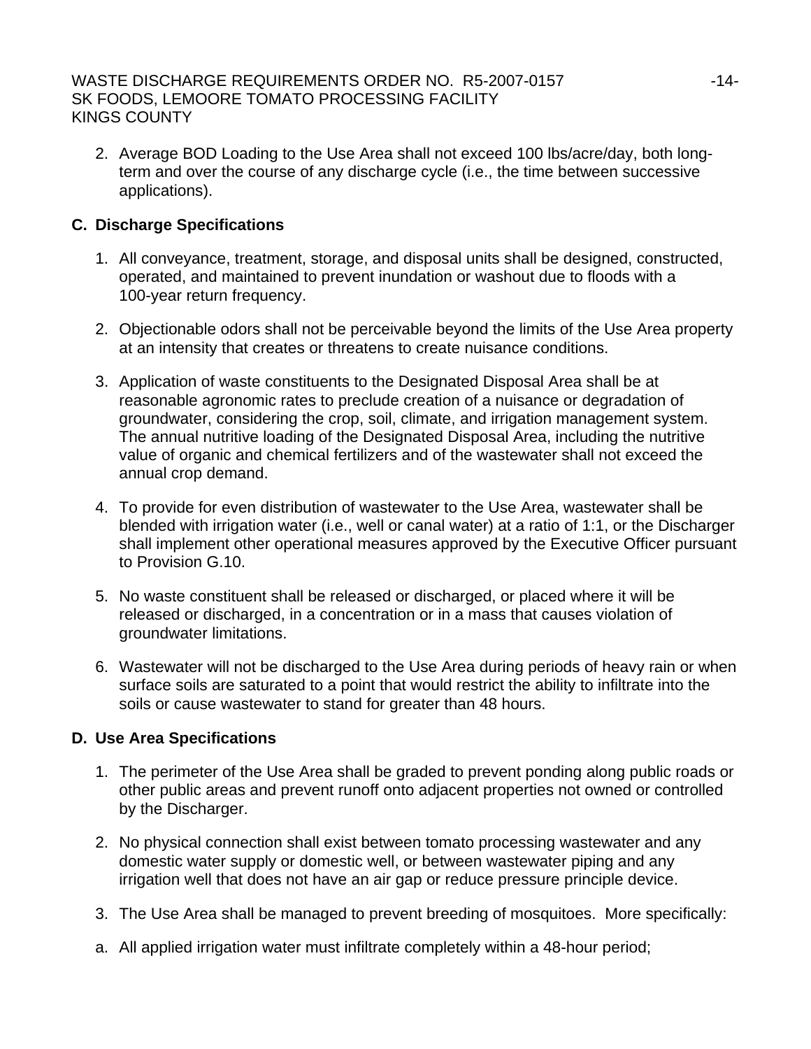2. Average BOD Loading to the Use Area shall not exceed 100 lbs/acre/day, both long-term and over the course of any discharge cycle (i.e., the time between successive applications).

## C. Discharge Specifications

1. All conveyance, treatment, storage, and disposal units shall be designed, constructed, operated, and maintained to prevent inundation or washout due to floods with a 100-year return frequency.

2. Objectionable odors shall not be perceivable beyond the limits of the Use Area property at an intensity that creates or threatens to create nuisance conditions.

3. Application of waste constituents to the Designated Disposal Area shall be at reasonable agronomic rates to preclude creation of a nuisance or degradation of groundwater, considering the crop, soil, climate, and irrigation management system. The annual nutritive loading of the Designated Disposal Area, including the nutritive value of organic and chemical fertilizers and of the wastewater shall not exceed the annual crop demand.

4. To provide for even distribution of wastewater to the Use Area, wastewater shall be blended with irrigation water (i.e., well or canal water) at a ratio of 1:1, or the Discharger shall implement other operational measures approved by the Executive Officer pursuant to Provision G.10.

5. No waste constituent shall be released or discharged, or placed where it will be released or discharged, in a concentration or in a mass that causes violation of groundwater limitations.

6. Wastewater will not be discharged to the Use Area during periods of heavy rain or when surface soils are saturated to a point that would restrict the ability to infiltrate into the soils or cause wastewater to stand for greater than 48 hours.

## D. Use Area Specifications

1. The perimeter of the Use Area shall be graded to prevent ponding along public roads or other public areas and prevent runoff onto adjacent properties not owned or controlled by the Discharger.

2. No physical connection shall exist between tomato processing wastewater and any domestic water supply or domestic well, or between wastewater piping and any irrigation well that does not have an air gap or reduce pressure principle device.

3. The Use Area shall be managed to prevent breeding of mosquitoes. More specifically:

a. All applied irrigation water must infiltrate completely within a 48-hour period;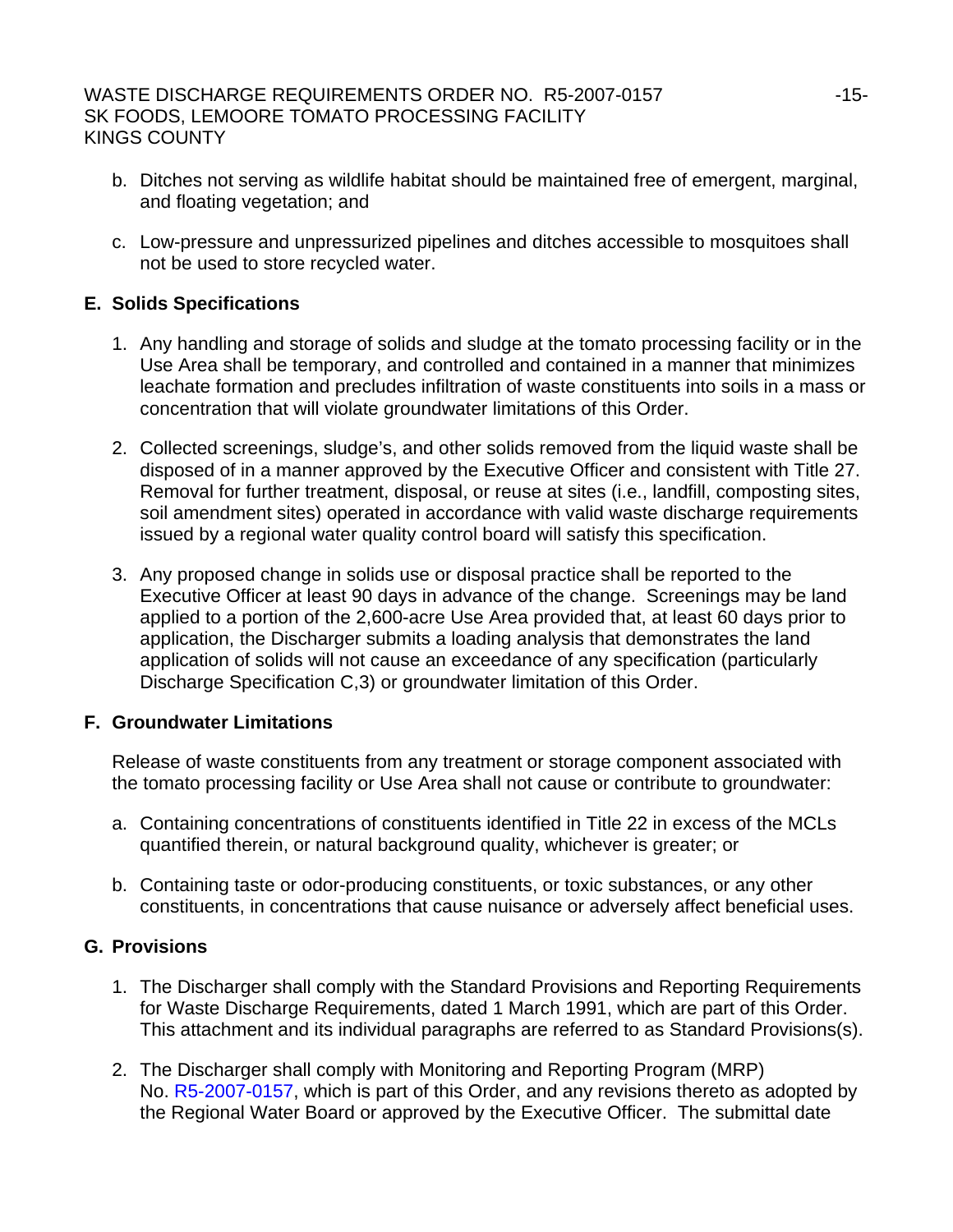b. Ditches not serving as wildlife habitat should be maintained free of emergent, marginal, and floating vegetation; and

c. Low-pressure and unpressurized pipelines and ditches accessible to mosquitoes shall not be used to store recycled water.

## E. Solids Specifications

1. Any handling and storage of solids and sludge at the tomato processing facility or in the Use Area shall be temporary, and controlled and contained in a manner that minimizes leachate formation and precludes infiltration of waste constituents into soils in a mass or concentration that will violate groundwater limitations of this Order.

2. Collected screenings, sludge's, and other solids removed from the liquid waste shall be disposed of in a manner approved by the Executive Officer and consistent with Title 27. Removal for further treatment, disposal, or reuse at sites (i.e., landfill, composting sites, soil amendment sites) operated in accordance with valid waste discharge requirements issued by a regional water quality control board will satisfy this specification.

3. Any proposed change in solids use or disposal practice shall be reported to the Executive Officer at least 90 days in advance of the change. Screenings may be land applied to a portion of the 2,600-acre Use Area provided that, at least 60 days prior to application, the Discharger submits a loading analysis that demonstrates the land application of solids will not cause an exceedance of any specification (particularly Discharge Specification C,3) or groundwater limitation of this Order.

## F. Groundwater Limitations

Release of waste constituents from any treatment or storage component associated with the tomato processing facility or Use Area shall not cause or contribute to groundwater:

a. Containing concentrations of constituents identified in Title 22 in excess of the MCLs quantified therein, or natural background quality, whichever is greater; or

b. Containing taste or odor-producing constituents, or toxic substances, or any other constituents, in concentrations that cause nuisance or adversely affect beneficial uses.

## G. Provisions

1. The Discharger shall comply with the Standard Provisions and Reporting Requirements for Waste Discharge Requirements, dated 1 March 1991, which are part of this Order. This attachment and its individual paragraphs are referred to as Standard Provisions(s).

2. The Discharger shall comply with Monitoring and Reporting Program (MRP) No. R5-2007-0157, which is part of this Order, and any revisions thereto as adopted by the Regional Water Board or approved by the Executive Officer. The submittal date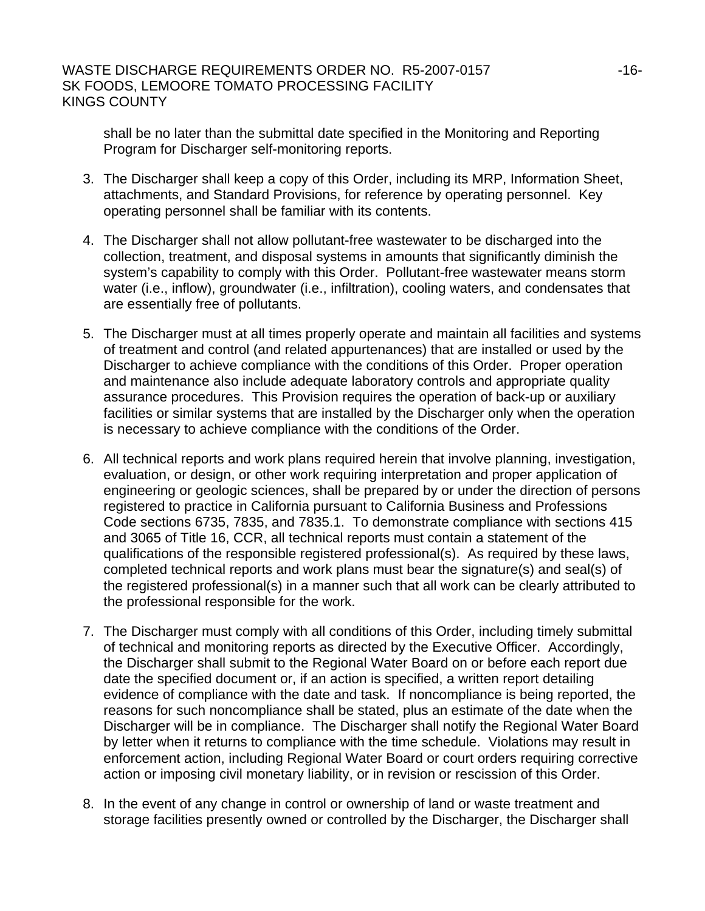shall be no later than the submittal date specified in the Monitoring and Reporting Program for Discharger self-monitoring reports.

3. The Discharger shall keep a copy of this Order, including its MRP, Information Sheet, attachments, and Standard Provisions, for reference by operating personnel. Key operating personnel shall be familiar with its contents.

4. The Discharger shall not allow pollutant-free wastewater to be discharged into the collection, treatment, and disposal systems in amounts that significantly diminish the system's capability to comply with this Order. Pollutant-free wastewater means storm water (i.e., inflow), groundwater (i.e., infiltration), cooling waters, and condensates that are essentially free of pollutants.

5. The Discharger must at all times properly operate and maintain all facilities and systems of treatment and control (and related appurtenances) that are installed or used by the Discharger to achieve compliance with the conditions of this Order. Proper operation and maintenance also include adequate laboratory controls and appropriate quality assurance procedures. This Provision requires the operation of back-up or auxiliary facilities or similar systems that are installed by the Discharger only when the operation is necessary to achieve compliance with the conditions of the Order.

6. All technical reports and work plans required herein that involve planning, investigation, evaluation, or design, or other work requiring interpretation and proper application of engineering or geologic sciences, shall be prepared by or under the direction of persons registered to practice in California pursuant to California Business and Professions Code sections 6735, 7835, and 7835.1. To demonstrate compliance with sections 415 and 3065 of Title 16, CCR, all technical reports must contain a statement of the qualifications of the responsible registered professional(s). As required by these laws, completed technical reports and work plans must bear the signature(s) and seal(s) of the registered professional(s) in a manner such that all work can be clearly attributed to the professional responsible for the work.

7. The Discharger must comply with all conditions of this Order, including timely submittal of technical and monitoring reports as directed by the Executive Officer. Accordingly, the Discharger shall submit to the Regional Water Board on or before each report due date the specified document or, if an action is specified, a written report detailing evidence of compliance with the date and task. If noncompliance is being reported, the reasons for such noncompliance shall be stated, plus an estimate of the date when the Discharger will be in compliance. The Discharger shall notify the Regional Water Board by letter when it returns to compliance with the time schedule. Violations may result in enforcement action, including Regional Water Board or court orders requiring corrective action or imposing civil monetary liability, or in revision or rescission of this Order.

8. In the event of any change in control or ownership of land or waste treatment and storage facilities presently owned or controlled by the Discharger, the Discharger shall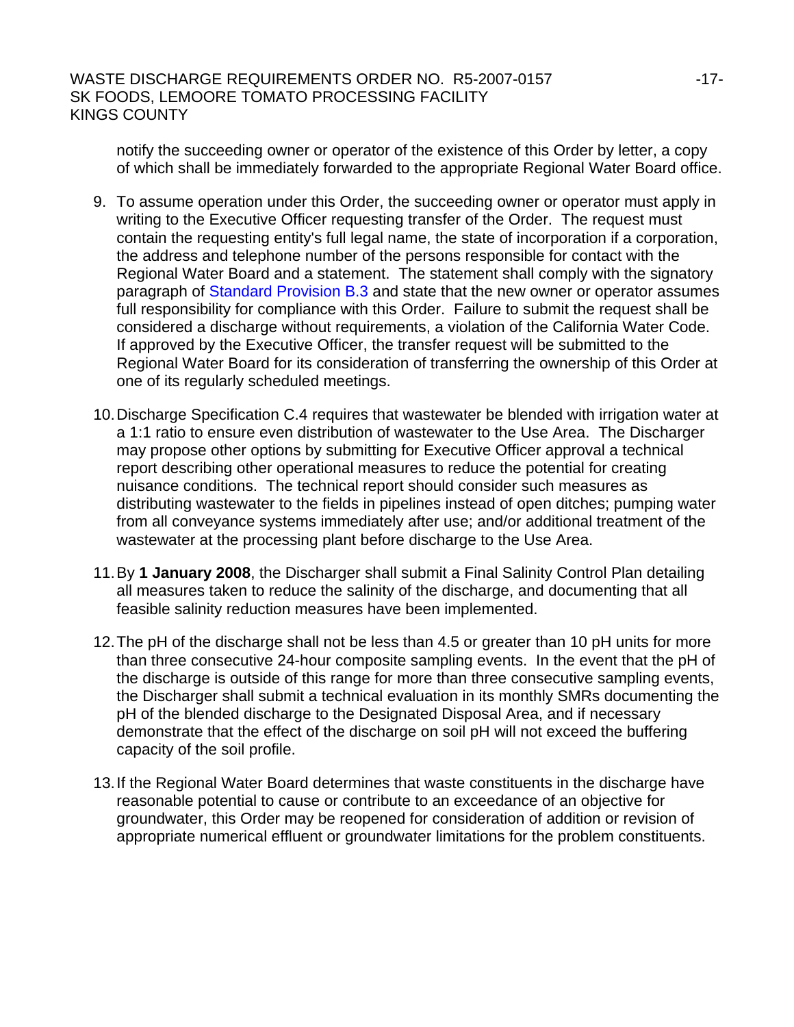notify the succeeding owner or operator of the existence of this Order by letter, a copy of which shall be immediately forwarded to the appropriate Regional Water Board office.

9. To assume operation under this Order, the succeeding owner or operator must apply in writing to the Executive Officer requesting transfer of the Order. The request must contain the requesting entity's full legal name, the state of incorporation if a corporation, the address and telephone number of the persons responsible for contact with the Regional Water Board and a statement. The statement shall comply with the signatory paragraph of Standard Provision B.3 and state that the new owner or operator assumes full responsibility for compliance with this Order. Failure to submit the request shall be considered a discharge without requirements, a violation of the California Water Code. If approved by the Executive Officer, the transfer request will be submitted to the Regional Water Board for its consideration of transferring the ownership of this Order at one of its regularly scheduled meetings.

10. Discharge Specification C.4 requires that wastewater be blended with irrigation water at a 1:1 ratio to ensure even distribution of wastewater to the Use Area. The Discharger may propose other options by submitting for Executive Officer approval a technical report describing other operational measures to reduce the potential for creating nuisance conditions. The technical report should consider such measures as distributing wastewater to the fields in pipelines instead of open ditches; pumping water from all conveyance systems immediately after use; and/or additional treatment of the wastewater at the processing plant before discharge to the Use Area.

11. By **1 January 2008**, the Discharger shall submit a Final Salinity Control Plan detailing all measures taken to reduce the salinity of the discharge, and documenting that all feasible salinity reduction measures have been implemented.

12. The pH of the discharge shall not be less than 4.5 or greater than 10 pH units for more than three consecutive 24-hour composite sampling events. In the event that the pH of the discharge is outside of this range for more than three consecutive sampling events, the Discharger shall submit a technical evaluation in its monthly SMRs documenting the pH of the blended discharge to the Designated Disposal Area, and if necessary demonstrate that the effect of the discharge on soil pH will not exceed the buffering capacity of the soil profile.

13. If the Regional Water Board determines that waste constituents in the discharge have reasonable potential to cause or contribute to an exceedance of an objective for groundwater, this Order may be reopened for consideration of addition or revision of appropriate numerical effluent or groundwater limitations for the problem constituents.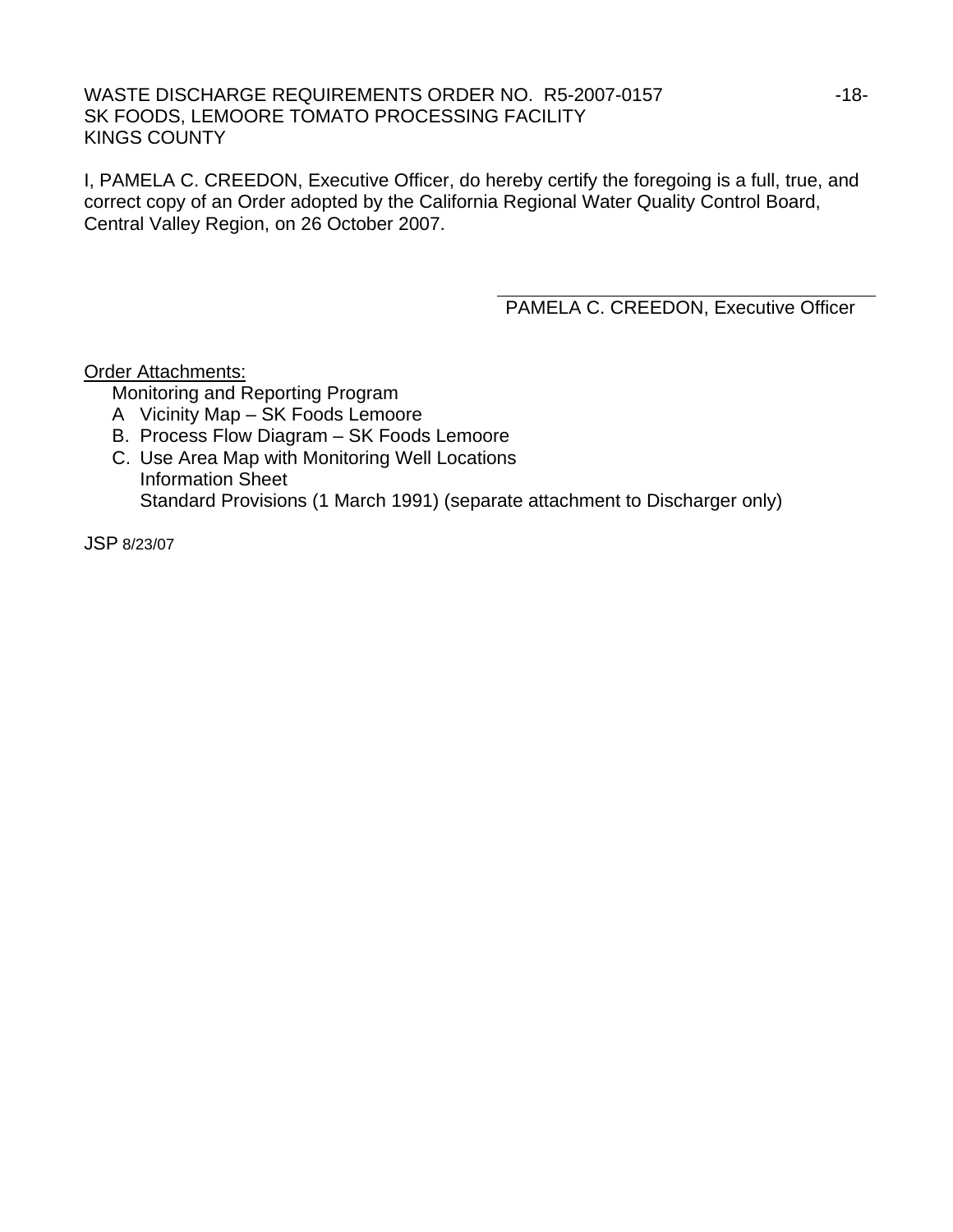I, PAMELA C. CREEDON, Executive Officer, do hereby certify the foregoing is a full, true, and correct copy of an Order adopted by the California Regional Water Quality Control Board, Central Valley Region, on 26 October 2007.

PAMELA C. CREEDON, Executive Officer

Order Attachments:

Monitoring and Reporting Program

A Vicinity Map – SK Foods Lemoore

B. Process Flow Diagram – SK Foods Lemoore

C. Use Area Map with Monitoring Well Locations

Information Sheet

Standard Provisions (1 March 1991) (separate attachment to Discharger only)

JSP 8/23/07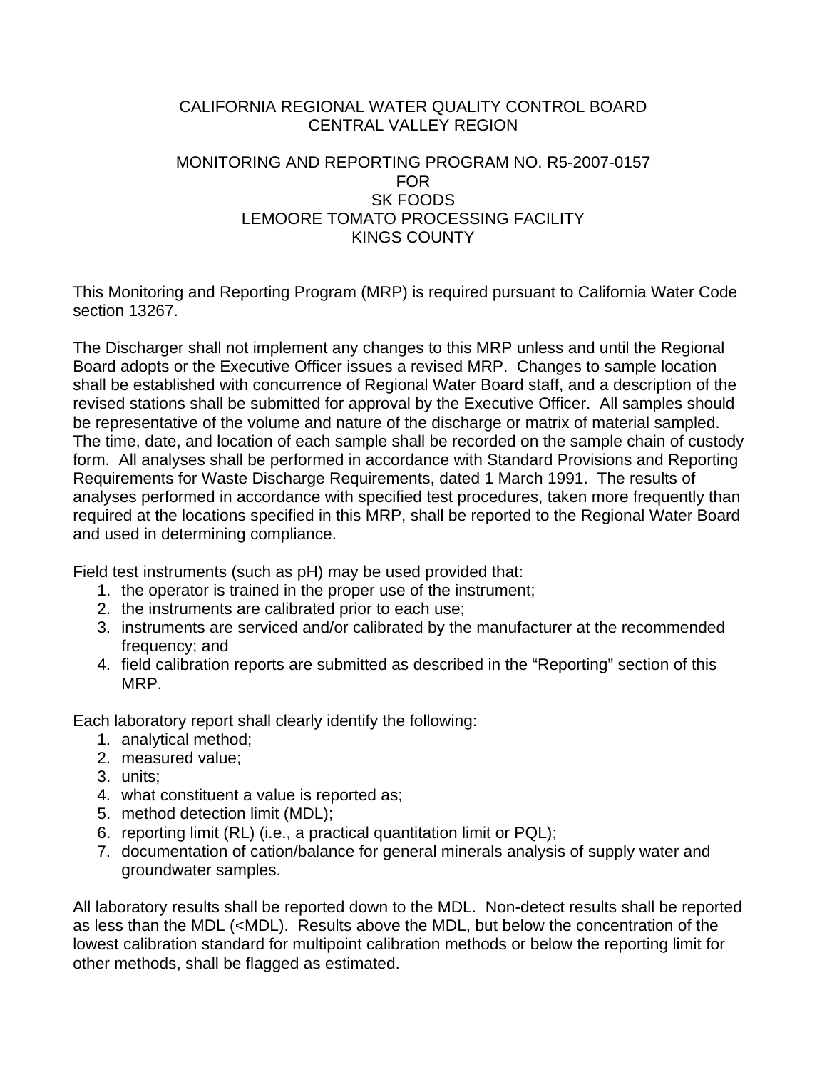CALIFORNIA REGIONAL WATER QUALITY CONTROL BOARD
CENTRAL VALLEY REGION

MONITORING AND REPORTING PROGRAM NO. R5-2007-0157
FOR
SK FOODS
LEMOORE TOMATO PROCESSING FACILITY
KINGS COUNTY

This Monitoring and Reporting Program (MRP) is required pursuant to California Water Code section 13267.

The Discharger shall not implement any changes to this MRP unless and until the Regional Board adopts or the Executive Officer issues a revised MRP. Changes to sample location shall be established with concurrence of Regional Water Board staff, and a description of the revised stations shall be submitted for approval by the Executive Officer. All samples should be representative of the volume and nature of the discharge or matrix of material sampled. The time, date, and location of each sample shall be recorded on the sample chain of custody form. All analyses shall be performed in accordance with Standard Provisions and Reporting Requirements for Waste Discharge Requirements, dated 1 March 1991. The results of analyses performed in accordance with specified test procedures, taken more frequently than required at the locations specified in this MRP, shall be reported to the Regional Water Board and used in determining compliance.

Field test instruments (such as pH) may be used provided that:

1. the operator is trained in the proper use of the instrument;
2. the instruments are calibrated prior to each use;
3. instruments are serviced and/or calibrated by the manufacturer at the recommended frequency; and
4. field calibration reports are submitted as described in the "Reporting" section of this MRP.

Each laboratory report shall clearly identify the following:

1. analytical method;
2. measured value;
3. units;
4. what constituent a value is reported as;
5. method detection limit (MDL);
6. reporting limit (RL) (i.e., a practical quantitation limit or PQL);
7. documentation of cation/balance for general minerals analysis of supply water and groundwater samples.

All laboratory results shall be reported down to the MDL. Non-detect results shall be reported as less than the MDL (<MDL). Results above the MDL, but below the concentration of the lowest calibration standard for multipoint calibration methods or below the reporting limit for other methods, shall be flagged as estimated.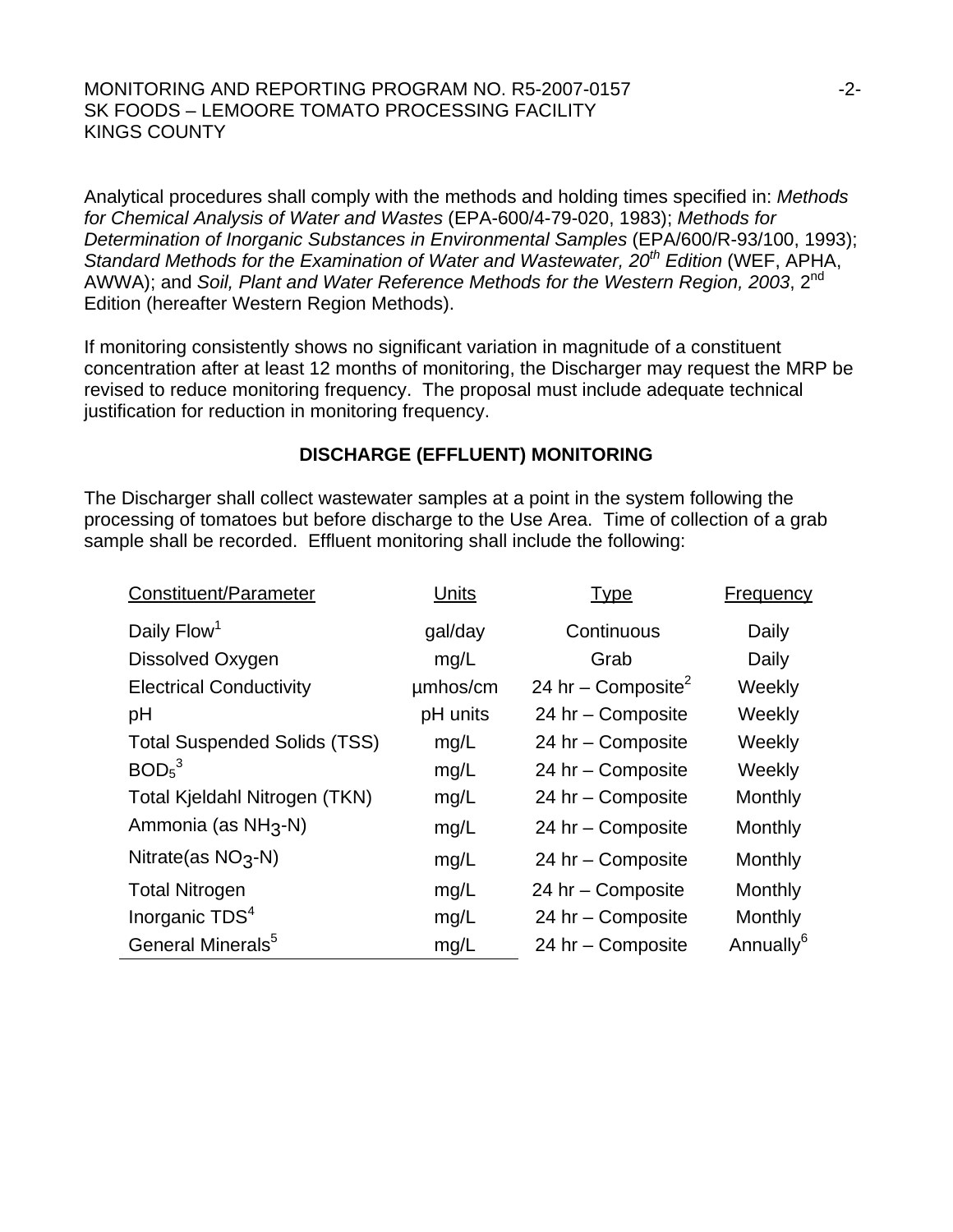Analytical procedures shall comply with the methods and holding times specified in: *Methods for Chemical Analysis of Water and Wastes* (EPA-600/4-79-020, 1983); *Methods for Determination of Inorganic Substances in Environmental Samples* (EPA/600/R-93/100, 1993); *Standard Methods for the Examination of Water and Wastewater, 20th Edition* (WEF, APHA, AWWA); and *Soil, Plant and Water Reference Methods for the Western Region, 2003*, 2nd Edition (hereafter Western Region Methods).

If monitoring consistently shows no significant variation in magnitude of a constituent concentration after at least 12 months of monitoring, the Discharger may request the MRP be revised to reduce monitoring frequency. The proposal must include adequate technical justification for reduction in monitoring frequency.

## DISCHARGE (EFFLUENT) MONITORING

The Discharger shall collect wastewater samples at a point in the system following the processing of tomatoes but before discharge to the Use Area. Time of collection of a grab sample shall be recorded. Effluent monitoring shall include the following:

| Constituent/Parameter | Units | Type | Frequency |
|---|---|---|---|
| Daily Flow[1] | gal/day | Continuous | Daily |
| Dissolved Oxygen | mg/L | Grab | Daily |
| Electrical Conductivity | µmhos/cm | 24 hr – Composite[2] | Weekly |
| pH | pH units | 24 hr – Composite | Weekly |
| Total Suspended Solids (TSS) | mg/L | 24 hr – Composite | Weekly |
| $BOD_5$[3] | mg/L | 24 hr – Composite | Weekly |
| Total Kjeldahl Nitrogen (TKN) | mg/L | 24 hr – Composite | Monthly |
| Ammonia (as $NH_3$-N) | mg/L | 24 hr – Composite | Monthly |
| Nitrate(as $NO_3$-N) | mg/L | 24 hr – Composite | Monthly |
| Total Nitrogen | mg/L | 24 hr – Composite | Monthly |
| Inorganic TDS[4] | mg/L | 24 hr – Composite | Monthly |
| General Minerals[5] | mg/L | 24 hr – Composite | Annually[6] |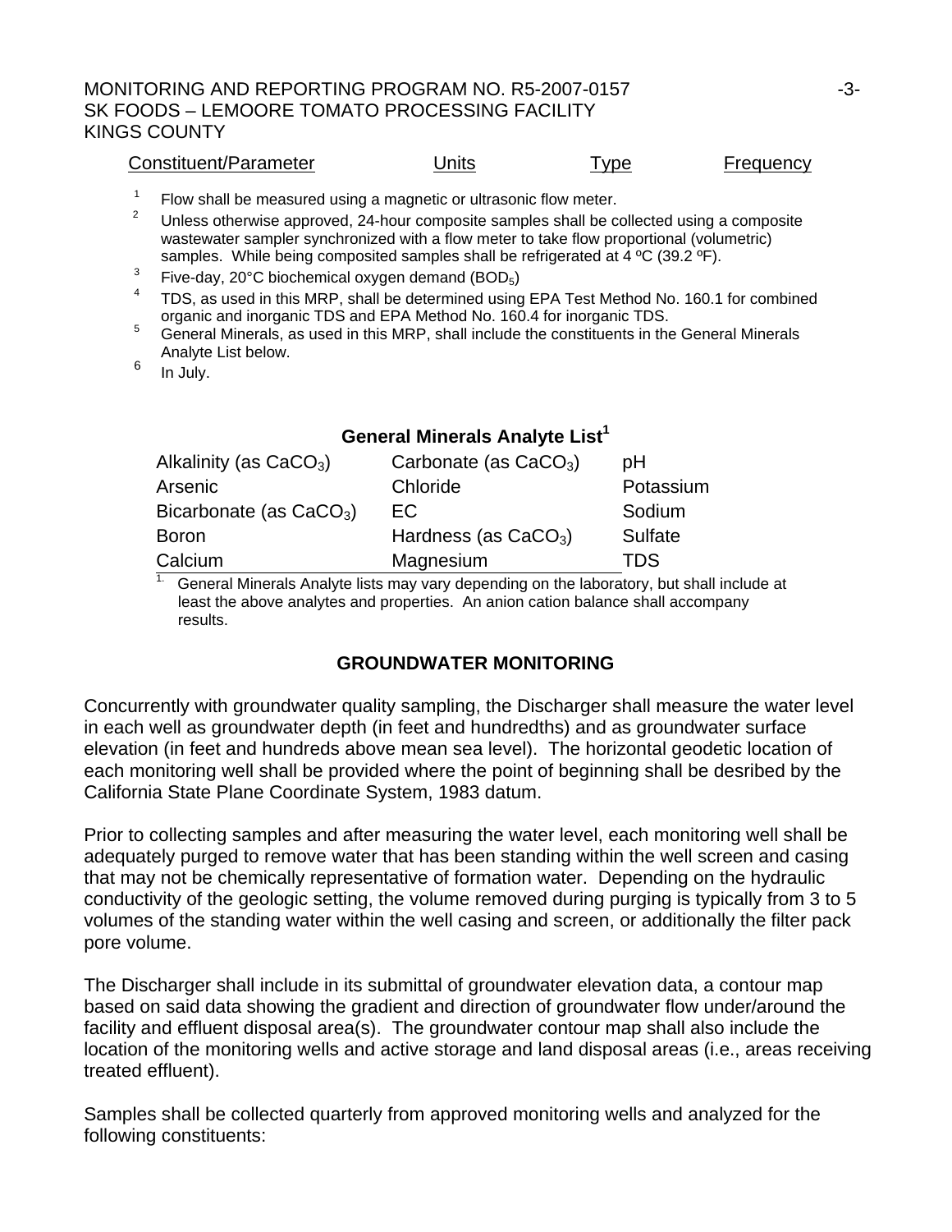| Constituent/Parameter | Units | Type | Frequency |
|---|---|---|---|

[1] Flow shall be measured using a magnetic or ultrasonic flow meter.

[2] Unless otherwise approved, 24-hour composite samples shall be collected using a composite wastewater sampler synchronized with a flow meter to take flow proportional (volumetric) samples. While being composited samples shall be refrigerated at 4 ºC (39.2 ºF).

[3] Five-day, 20°C biochemical oxygen demand ($BOD_5$)

[4] TDS, as used in this MRP, shall be determined using EPA Test Method No. 160.1 for combined organic and inorganic TDS and EPA Method No. 160.4 for inorganic TDS.

[5] General Minerals, as used in this MRP, shall include the constituents in the General Minerals Analyte List below.

[6] In July.

**General Minerals Analyte List[1]**

| | | |
|---|---|---|
| Alkalinity (as $CaCO_3$) | Carbonate (as $CaCO_3$) | pH |
| Arsenic | Chloride | Potassium |
| Bicarbonate (as $CaCO_3$) | EC | Sodium |
| Boron | Hardness (as $CaCO_3$) | Sulfate |
| Calcium | Magnesium | TDS |

[1.] General Minerals Analyte lists may vary depending on the laboratory, but shall include at least the above analytes and properties. An anion cation balance shall accompany results.

## GROUNDWATER MONITORING

Concurrently with groundwater quality sampling, the Discharger shall measure the water level in each well as groundwater depth (in feet and hundredths) and as groundwater surface elevation (in feet and hundreds above mean sea level). The horizontal geodetic location of each monitoring well shall be provided where the point of beginning shall be desribed by the California State Plane Coordinate System, 1983 datum.

Prior to collecting samples and after measuring the water level, each monitoring well shall be adequately purged to remove water that has been standing within the well screen and casing that may not be chemically representative of formation water. Depending on the hydraulic conductivity of the geologic setting, the volume removed during purging is typically from 3 to 5 volumes of the standing water within the well casing and screen, or additionally the filter pack pore volume.

The Discharger shall include in its submittal of groundwater elevation data, a contour map based on said data showing the gradient and direction of groundwater flow under/around the facility and effluent disposal area(s). The groundwater contour map shall also include the location of the monitoring wells and active storage and land disposal areas (i.e., areas receiving treated effluent).

Samples shall be collected quarterly from approved monitoring wells and analyzed for the following constituents: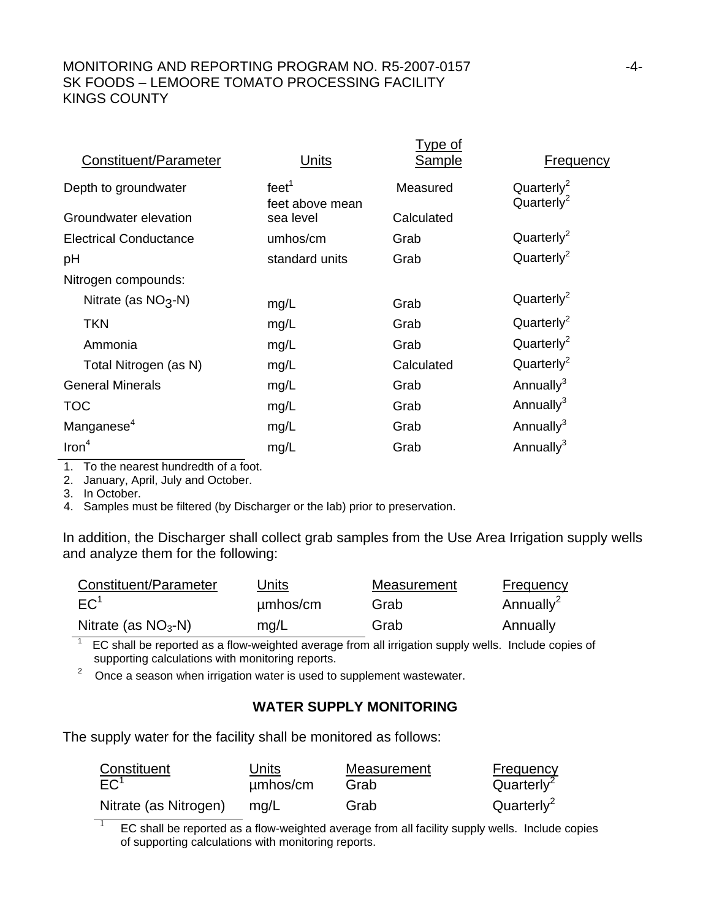| Constituent/Parameter | Units | Type of Sample | Frequency |
|---|---|---|---|
| Depth to groundwater | feet[1] | Measured | Quarterly[2] |
| Groundwater elevation | feet above mean sea level | Calculated | Quarterly[2] |
| Electrical Conductance | umhos/cm | Grab | Quarterly[2] |
| pH | standard units | Grab | Quarterly[2] |
| Nitrogen compounds: | | | |
| Nitrate (as $NO_3$-N) | mg/L | Grab | Quarterly[2] |
| TKN | mg/L | Grab | Quarterly[2] |
| Ammonia | mg/L | Grab | Quarterly[2] |
| Total Nitrogen (as N) | mg/L | Calculated | Quarterly[2] |
| General Minerals | mg/L | Grab | Annually[3] |
| TOC | mg/L | Grab | Annually[3] |
| Manganese[4] | mg/L | Grab | Annually[3] |
| Iron[4] | mg/L | Grab | Annually[3] |

1. To the nearest hundredth of a foot.
2. January, April, July and October.
3. In October.
4. Samples must be filtered (by Discharger or the lab) prior to preservation.

In addition, the Discharger shall collect grab samples from the Use Area Irrigation supply wells and analyze them for the following:

| Constituent/Parameter | Units | Measurement | Frequency |
|---|---|---|---|
| EC[1] | µmhos/cm | Grab | Annually[2] |
| Nitrate (as $NO_3$-N) | mg/L | Grab | Annually |

[1] EC shall be reported as a flow-weighted average from all irrigation supply wells. Include copies of supporting calculations with monitoring reports.

[2] Once a season when irrigation water is used to supplement wastewater.

## WATER SUPPLY MONITORING

The supply water for the facility shall be monitored as follows:

| Constituent | Units | Measurement | Frequency |
|---|---|---|---|
| EC[1] | µmhos/cm | Grab | Quarterly[2] |
| Nitrate (as Nitrogen) | mg/L | Grab | Quarterly[2] |

[1] EC shall be reported as a flow-weighted average from all facility supply wells. Include copies of supporting calculations with monitoring reports.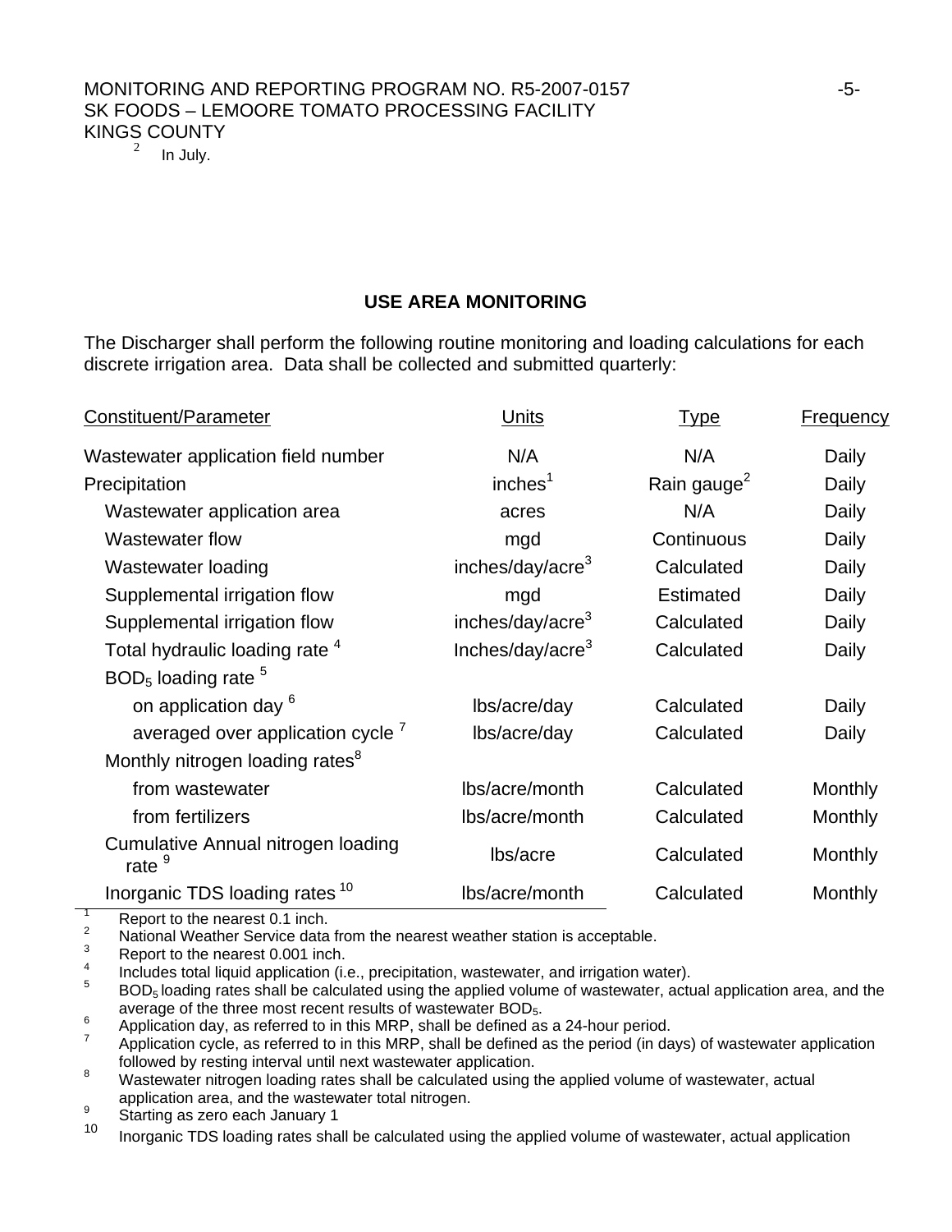[2] In July.

## USE AREA MONITORING

The Discharger shall perform the following routine monitoring and loading calculations for each discrete irrigation area. Data shall be collected and submitted quarterly:

| Constituent/Parameter | Units | Type | Frequency |
|---|---|---|---|
| Wastewater application field number | N/A | N/A | Daily |
| Precipitation | inches[1] | Rain gauge[2] | Daily |
| Wastewater application area | acres | N/A | Daily |
| Wastewater flow | mgd | Continuous | Daily |
| Wastewater loading | inches/day/acre[3] | Calculated | Daily |
| Supplemental irrigation flow | mgd | Estimated | Daily |
| Supplemental irrigation flow | inches/day/acre[3] | Calculated | Daily |
| Total hydraulic loading rate [4] | Inches/day/acre[3] | Calculated | Daily |
| $BOD_5$ loading rate [5] | | | |
| on application day [6] | lbs/acre/day | Calculated | Daily |
| averaged over application cycle [7] | lbs/acre/day | Calculated | Daily |
| Monthly nitrogen loading rates[8] | | | |
| from wastewater | lbs/acre/month | Calculated | Monthly |
| from fertilizers | lbs/acre/month | Calculated | Monthly |
| Cumulative Annual nitrogen loading rate [9] | lbs/acre | Calculated | Monthly |
| Inorganic TDS loading rates [10] | lbs/acre/month | Calculated | Monthly |

[1] Report to the nearest 0.1 inch.

[2] National Weather Service data from the nearest weather station is acceptable.

[3] Report to the nearest 0.001 inch.

[4] Includes total liquid application (i.e., precipitation, wastewater, and irrigation water).

[5] $BOD_5$ loading rates shall be calculated using the applied volume of wastewater, actual application area, and the average of the three most recent results of wastewater $BOD_5$.

[6] Application day, as referred to in this MRP, shall be defined as a 24-hour period.

[7] Application cycle, as referred to in this MRP, shall be defined as the period (in days) of wastewater application followed by resting interval until next wastewater application.

[8] Wastewater nitrogen loading rates shall be calculated using the applied volume of wastewater, actual application area, and the wastewater total nitrogen.

[9] Starting as zero each January 1

[10] Inorganic TDS loading rates shall be calculated using the applied volume of wastewater, actual application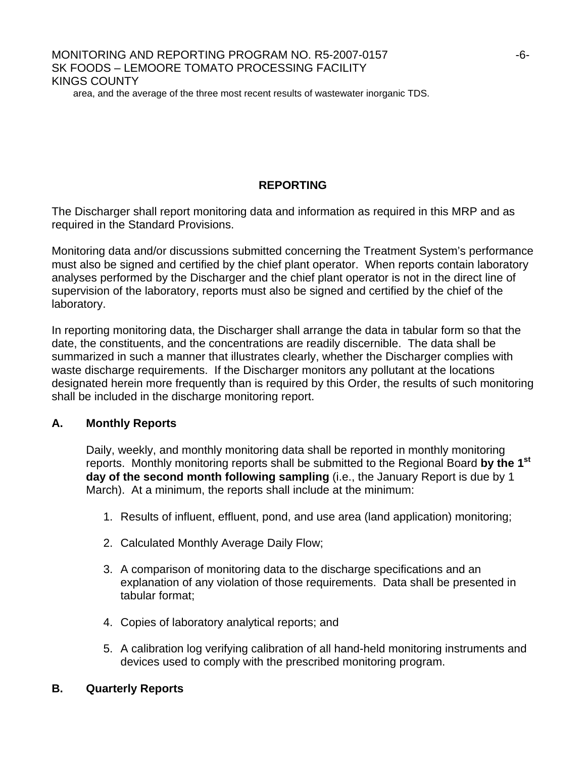area, and the average of the three most recent results of wastewater inorganic TDS.

## REPORTING

The Discharger shall report monitoring data and information as required in this MRP and as required in the Standard Provisions.

Monitoring data and/or discussions submitted concerning the Treatment System's performance must also be signed and certified by the chief plant operator. When reports contain laboratory analyses performed by the Discharger and the chief plant operator is not in the direct line of supervision of the laboratory, reports must also be signed and certified by the chief of the laboratory.

In reporting monitoring data, the Discharger shall arrange the data in tabular form so that the date, the constituents, and the concentrations are readily discernible. The data shall be summarized in such a manner that illustrates clearly, whether the Discharger complies with waste discharge requirements. If the Discharger monitors any pollutant at the locations designated herein more frequently than is required by this Order, the results of such monitoring shall be included in the discharge monitoring report.

### A. Monthly Reports

Daily, weekly, and monthly monitoring data shall be reported in monthly monitoring reports. Monthly monitoring reports shall be submitted to the Regional Board **by the 1st day of the second month following sampling** (i.e., the January Report is due by 1 March). At a minimum, the reports shall include at the minimum:

1. Results of influent, effluent, pond, and use area (land application) monitoring;
2. Calculated Monthly Average Daily Flow;
3. A comparison of monitoring data to the discharge specifications and an explanation of any violation of those requirements. Data shall be presented in tabular format;
4. Copies of laboratory analytical reports; and
5. A calibration log verifying calibration of all hand-held monitoring instruments and devices used to comply with the prescribed monitoring program.

### B. Quarterly Reports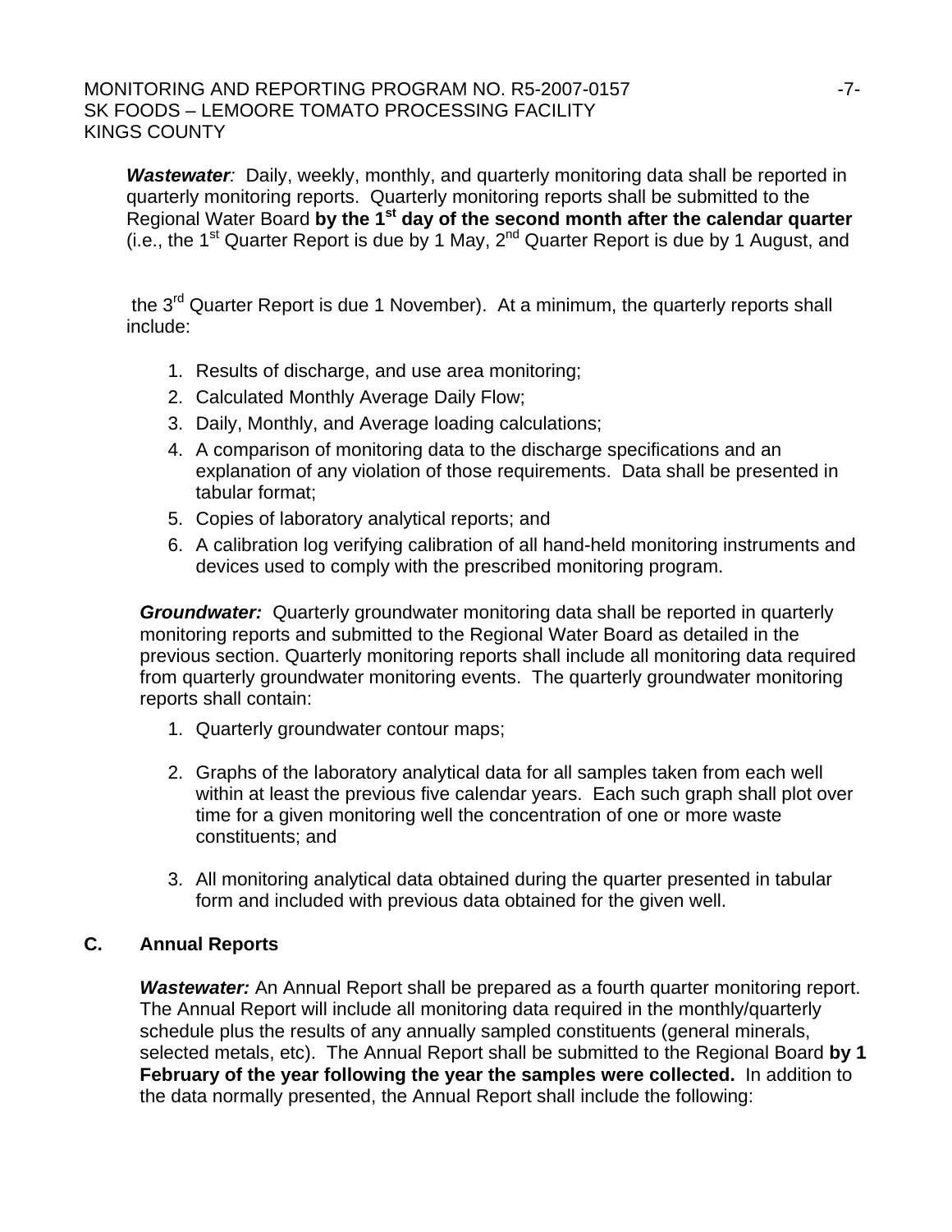***Wastewater***: Daily, weekly, monthly, and quarterly monitoring data shall be reported in quarterly monitoring reports. Quarterly monitoring reports shall be submitted to the Regional Water Board **by the 1st day of the second month after the calendar quarter** (i.e., the 1st Quarter Report is due by 1 May, 2nd Quarter Report is due by 1 August, and

the 3rd Quarter Report is due 1 November). At a minimum, the quarterly reports shall include:

1. Results of discharge, and use area monitoring;
2. Calculated Monthly Average Daily Flow;
3. Daily, Monthly, and Average loading calculations;
4. A comparison of monitoring data to the discharge specifications and an explanation of any violation of those requirements. Data shall be presented in tabular format;
5. Copies of laboratory analytical reports; and
6. A calibration log verifying calibration of all hand-held monitoring instruments and devices used to comply with the prescribed monitoring program.

***Groundwater:*** Quarterly groundwater monitoring data shall be reported in quarterly monitoring reports and submitted to the Regional Water Board as detailed in the previous section. Quarterly monitoring reports shall include all monitoring data required from quarterly groundwater monitoring events. The quarterly groundwater monitoring reports shall contain:

1. Quarterly groundwater contour maps;

2. Graphs of the laboratory analytical data for all samples taken from each well within at least the previous five calendar years. Each such graph shall plot over time for a given monitoring well the concentration of one or more waste constituents; and

3. All monitoring analytical data obtained during the quarter presented in tabular form and included with previous data obtained for the given well.

## C. Annual Reports

***Wastewater:*** An Annual Report shall be prepared as a fourth quarter monitoring report. The Annual Report will include all monitoring data required in the monthly/quarterly schedule plus the results of any annually sampled constituents (general minerals, selected metals, etc). The Annual Report shall be submitted to the Regional Board **by 1 February of the year following the year the samples were collected.** In addition to the data normally presented, the Annual Report shall include the following: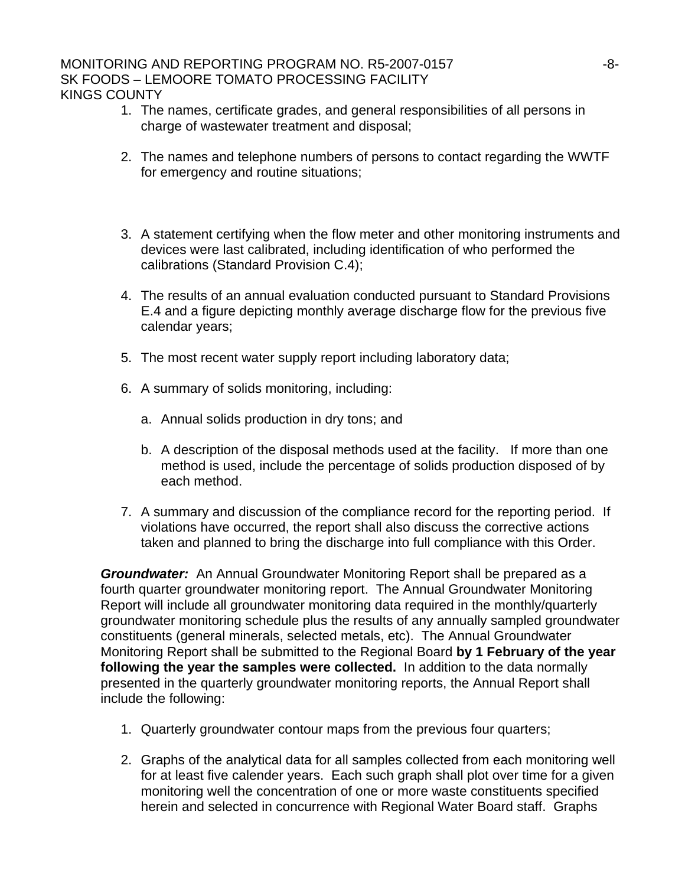1. The names, certificate grades, and general responsibilities of all persons in charge of wastewater treatment and disposal;

2. The names and telephone numbers of persons to contact regarding the WWTF for emergency and routine situations;

3. A statement certifying when the flow meter and other monitoring instruments and devices were last calibrated, including identification of who performed the calibrations (Standard Provision C.4);

4. The results of an annual evaluation conducted pursuant to Standard Provisions E.4 and a figure depicting monthly average discharge flow for the previous five calendar years;

5. The most recent water supply report including laboratory data;

6. A summary of solids monitoring, including:

   a. Annual solids production in dry tons; and

   b. A description of the disposal methods used at the facility. If more than one method is used, include the percentage of solids production disposed of by each method.

7. A summary and discussion of the compliance record for the reporting period. If violations have occurred, the report shall also discuss the corrective actions taken and planned to bring the discharge into full compliance with this Order.

***Groundwater:*** An Annual Groundwater Monitoring Report shall be prepared as a fourth quarter groundwater monitoring report. The Annual Groundwater Monitoring Report will include all groundwater monitoring data required in the monthly/quarterly groundwater monitoring schedule plus the results of any annually sampled groundwater constituents (general minerals, selected metals, etc). The Annual Groundwater Monitoring Report shall be submitted to the Regional Board **by 1 February of the year following the year the samples were collected.** In addition to the data normally presented in the quarterly groundwater monitoring reports, the Annual Report shall include the following:

1. Quarterly groundwater contour maps from the previous four quarters;

2. Graphs of the analytical data for all samples collected from each monitoring well for at least five calender years. Each such graph shall plot over time for a given monitoring well the concentration of one or more waste constituents specified herein and selected in concurrence with Regional Water Board staff. Graphs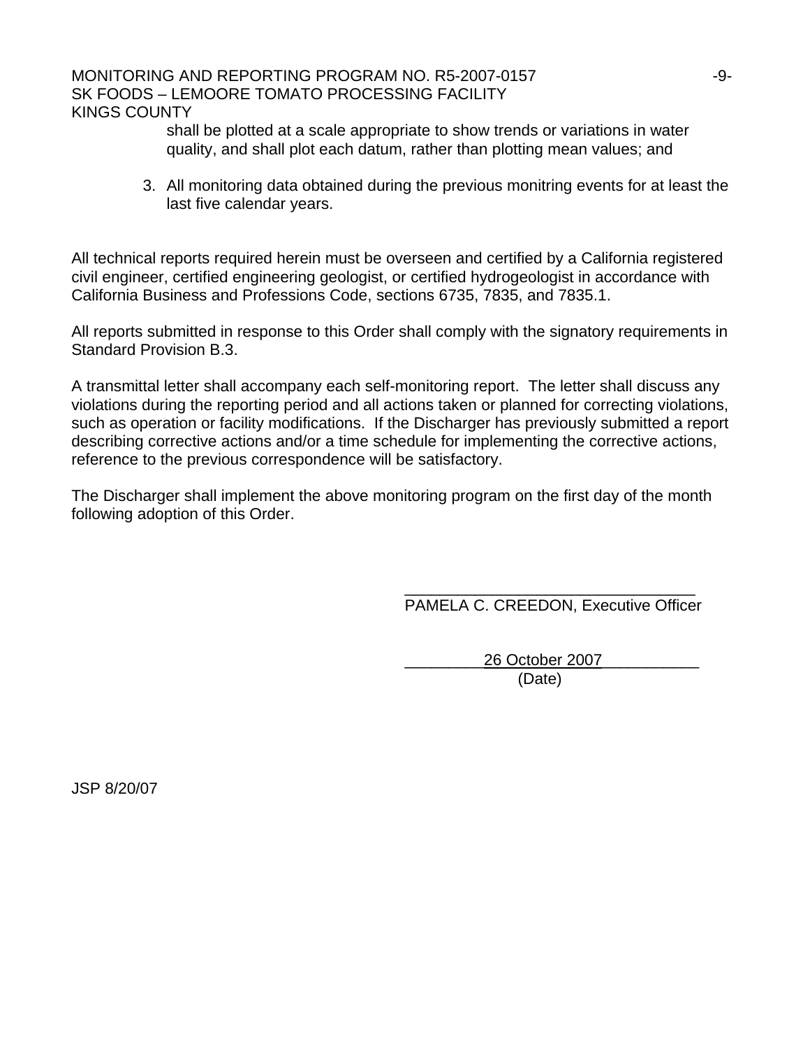shall be plotted at a scale appropriate to show trends or variations in water quality, and shall plot each datum, rather than plotting mean values; and

3. All monitoring data obtained during the previous monitring events for at least the last five calendar years.

All technical reports required herein must be overseen and certified by a California registered civil engineer, certified engineering geologist, or certified hydrogeologist in accordance with California Business and Professions Code, sections 6735, 7835, and 7835.1.

All reports submitted in response to this Order shall comply with the signatory requirements in Standard Provision B.3.

A transmittal letter shall accompany each self-monitoring report. The letter shall discuss any violations during the reporting period and all actions taken or planned for correcting violations, such as operation or facility modifications. If the Discharger has previously submitted a report describing corrective actions and/or a time schedule for implementing the corrective actions, reference to the previous correspondence will be satisfactory.

The Discharger shall implement the above monitoring program on the first day of the month following adoption of this Order.

\_\_\_\_\_\_\_\_\_\_\_\_\_\_\_\_\_\_\_\_\_\_\_\_\_\_\_\_\_\_\_\_
PAMELA C. CREEDON, Executive Officer

26 October 2007
(Date)

JSP 8/20/07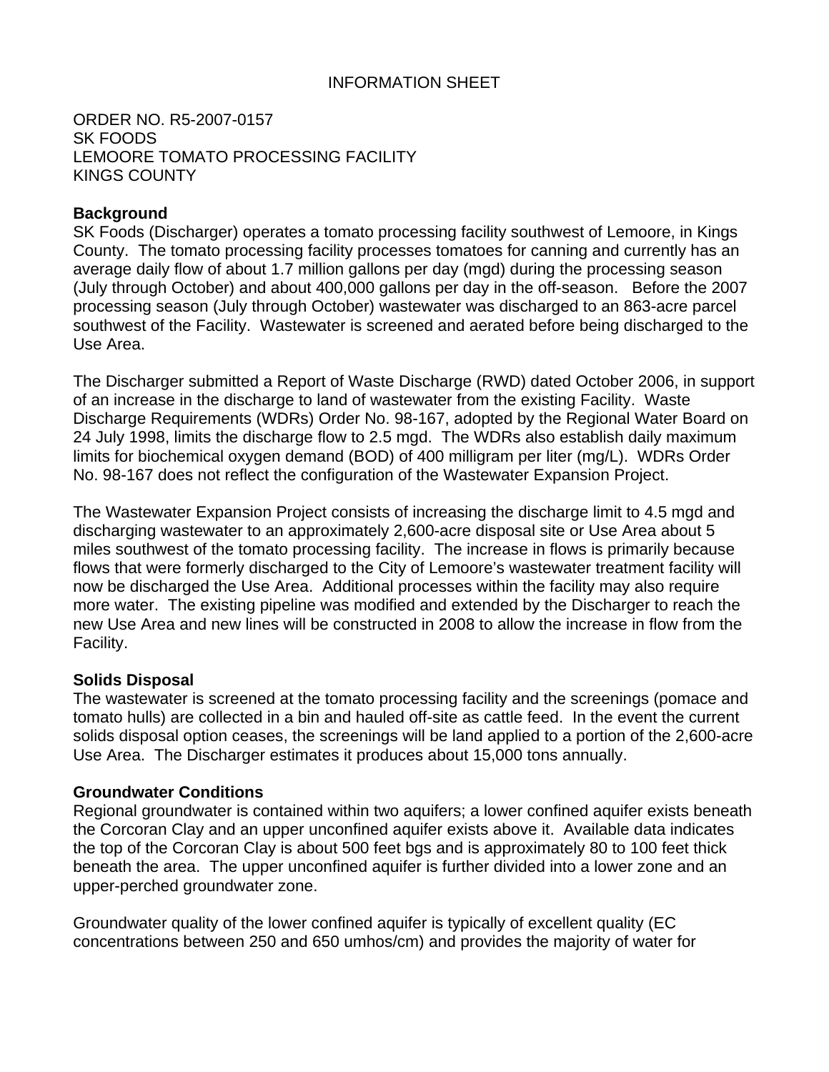INFORMATION SHEET

ORDER NO. R5-2007-0157
SK FOODS
LEMOORE TOMATO PROCESSING FACILITY
KINGS COUNTY

**Background**
SK Foods (Discharger) operates a tomato processing facility southwest of Lemoore, in Kings County. The tomato processing facility processes tomatoes for canning and currently has an average daily flow of about 1.7 million gallons per day (mgd) during the processing season (July through October) and about 400,000 gallons per day in the off-season. Before the 2007 processing season (July through October) wastewater was discharged to an 863-acre parcel southwest of the Facility. Wastewater is screened and aerated before being discharged to the Use Area.

The Discharger submitted a Report of Waste Discharge (RWD) dated October 2006, in support of an increase in the discharge to land of wastewater from the existing Facility. Waste Discharge Requirements (WDRs) Order No. 98-167, adopted by the Regional Water Board on 24 July 1998, limits the discharge flow to 2.5 mgd. The WDRs also establish daily maximum limits for biochemical oxygen demand (BOD) of 400 milligram per liter (mg/L). WDRs Order No. 98-167 does not reflect the configuration of the Wastewater Expansion Project.

The Wastewater Expansion Project consists of increasing the discharge limit to 4.5 mgd and discharging wastewater to an approximately 2,600-acre disposal site or Use Area about 5 miles southwest of the tomato processing facility. The increase in flows is primarily because flows that were formerly discharged to the City of Lemoore's wastewater treatment facility will now be discharged the Use Area. Additional processes within the facility may also require more water. The existing pipeline was modified and extended by the Discharger to reach the new Use Area and new lines will be constructed in 2008 to allow the increase in flow from the Facility.

**Solids Disposal**
The wastewater is screened at the tomato processing facility and the screenings (pomace and tomato hulls) are collected in a bin and hauled off-site as cattle feed. In the event the current solids disposal option ceases, the screenings will be land applied to a portion of the 2,600-acre Use Area. The Discharger estimates it produces about 15,000 tons annually.

**Groundwater Conditions**
Regional groundwater is contained within two aquifers; a lower confined aquifer exists beneath the Corcoran Clay and an upper unconfined aquifer exists above it. Available data indicates the top of the Corcoran Clay is about 500 feet bgs and is approximately 80 to 100 feet thick beneath the area. The upper unconfined aquifer is further divided into a lower zone and an upper-perched groundwater zone.

Groundwater quality of the lower confined aquifer is typically of excellent quality (EC concentrations between 250 and 650 umhos/cm) and provides the majority of water for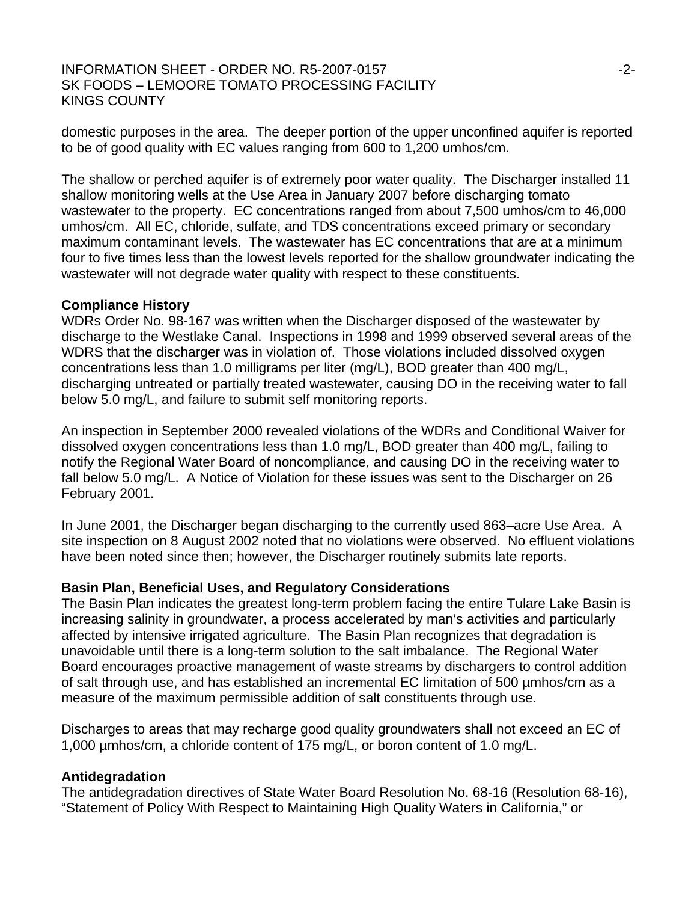domestic purposes in the area. The deeper portion of the upper unconfined aquifer is reported to be of good quality with EC values ranging from 600 to 1,200 umhos/cm.

The shallow or perched aquifer is of extremely poor water quality. The Discharger installed 11 shallow monitoring wells at the Use Area in January 2007 before discharging tomato wastewater to the property. EC concentrations ranged from about 7,500 umhos/cm to 46,000 umhos/cm. All EC, chloride, sulfate, and TDS concentrations exceed primary or secondary maximum contaminant levels. The wastewater has EC concentrations that are at a minimum four to five times less than the lowest levels reported for the shallow groundwater indicating the wastewater will not degrade water quality with respect to these constituents.

**Compliance History**

WDRs Order No. 98-167 was written when the Discharger disposed of the wastewater by discharge to the Westlake Canal. Inspections in 1998 and 1999 observed several areas of the WDRS that the discharger was in violation of. Those violations included dissolved oxygen concentrations less than 1.0 milligrams per liter (mg/L), BOD greater than 400 mg/L, discharging untreated or partially treated wastewater, causing DO in the receiving water to fall below 5.0 mg/L, and failure to submit self monitoring reports.

An inspection in September 2000 revealed violations of the WDRs and Conditional Waiver for dissolved oxygen concentrations less than 1.0 mg/L, BOD greater than 400 mg/L, failing to notify the Regional Water Board of noncompliance, and causing DO in the receiving water to fall below 5.0 mg/L. A Notice of Violation for these issues was sent to the Discharger on 26 February 2001.

In June 2001, the Discharger began discharging to the currently used 863–acre Use Area. A site inspection on 8 August 2002 noted that no violations were observed. No effluent violations have been noted since then; however, the Discharger routinely submits late reports.

**Basin Plan, Beneficial Uses, and Regulatory Considerations**

The Basin Plan indicates the greatest long-term problem facing the entire Tulare Lake Basin is increasing salinity in groundwater, a process accelerated by man's activities and particularly affected by intensive irrigated agriculture. The Basin Plan recognizes that degradation is unavoidable until there is a long-term solution to the salt imbalance. The Regional Water Board encourages proactive management of waste streams by dischargers to control addition of salt through use, and has established an incremental EC limitation of 500 µmhos/cm as a measure of the maximum permissible addition of salt constituents through use.

Discharges to areas that may recharge good quality groundwaters shall not exceed an EC of 1,000 µmhos/cm, a chloride content of 175 mg/L, or boron content of 1.0 mg/L.

**Antidegradation**

The antidegradation directives of State Water Board Resolution No. 68-16 (Resolution 68-16), "Statement of Policy With Respect to Maintaining High Quality Waters in California," or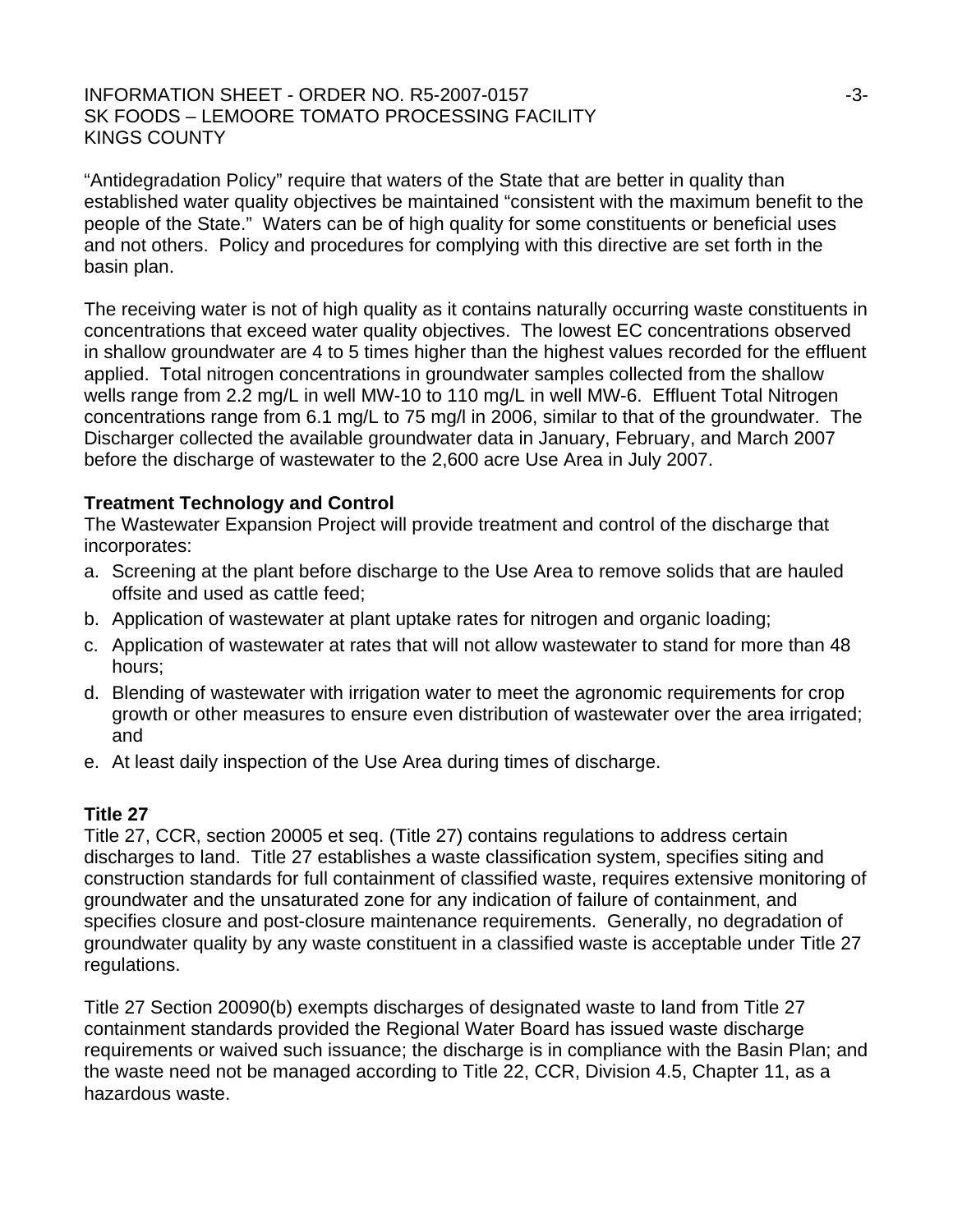"Antidegradation Policy" require that waters of the State that are better in quality than established water quality objectives be maintained "consistent with the maximum benefit to the people of the State." Waters can be of high quality for some constituents or beneficial uses and not others. Policy and procedures for complying with this directive are set forth in the basin plan.

The receiving water is not of high quality as it contains naturally occurring waste constituents in concentrations that exceed water quality objectives. The lowest EC concentrations observed in shallow groundwater are 4 to 5 times higher than the highest values recorded for the effluent applied. Total nitrogen concentrations in groundwater samples collected from the shallow wells range from 2.2 mg/L in well MW-10 to 110 mg/L in well MW-6. Effluent Total Nitrogen concentrations range from 6.1 mg/L to 75 mg/l in 2006, similar to that of the groundwater. The Discharger collected the available groundwater data in January, February, and March 2007 before the discharge of wastewater to the 2,600 acre Use Area in July 2007.

**Treatment Technology and Control**

The Wastewater Expansion Project will provide treatment and control of the discharge that incorporates:

a. Screening at the plant before discharge to the Use Area to remove solids that are hauled offsite and used as cattle feed;
b. Application of wastewater at plant uptake rates for nitrogen and organic loading;
c. Application of wastewater at rates that will not allow wastewater to stand for more than 48 hours;
d. Blending of wastewater with irrigation water to meet the agronomic requirements for crop growth or other measures to ensure even distribution of wastewater over the area irrigated; and
e. At least daily inspection of the Use Area during times of discharge.

**Title 27**

Title 27, CCR, section 20005 et seq. (Title 27) contains regulations to address certain discharges to land. Title 27 establishes a waste classification system, specifies siting and construction standards for full containment of classified waste, requires extensive monitoring of groundwater and the unsaturated zone for any indication of failure of containment, and specifies closure and post-closure maintenance requirements. Generally, no degradation of groundwater quality by any waste constituent in a classified waste is acceptable under Title 27 regulations.

Title 27 Section 20090(b) exempts discharges of designated waste to land from Title 27 containment standards provided the Regional Water Board has issued waste discharge requirements or waived such issuance; the discharge is in compliance with the Basin Plan; and the waste need not be managed according to Title 22, CCR, Division 4.5, Chapter 11, as a hazardous waste.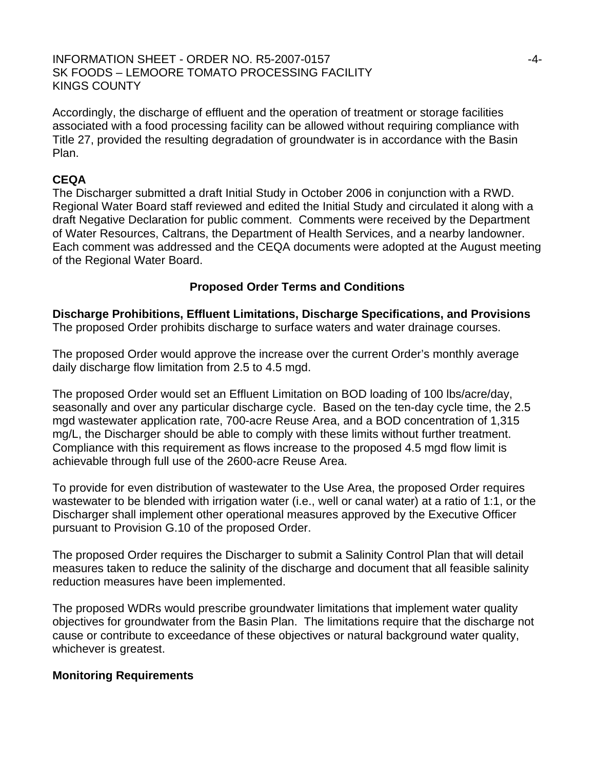Accordingly, the discharge of effluent and the operation of treatment or storage facilities associated with a food processing facility can be allowed without requiring compliance with Title 27, provided the resulting degradation of groundwater is in accordance with the Basin Plan.

**CEQA**

The Discharger submitted a draft Initial Study in October 2006 in conjunction with a RWD. Regional Water Board staff reviewed and edited the Initial Study and circulated it along with a draft Negative Declaration for public comment. Comments were received by the Department of Water Resources, Caltrans, the Department of Health Services, and a nearby landowner. Each comment was addressed and the CEQA documents were adopted at the August meeting of the Regional Water Board.

## Proposed Order Terms and Conditions

**Discharge Prohibitions, Effluent Limitations, Discharge Specifications, and Provisions**

The proposed Order prohibits discharge to surface waters and water drainage courses.

The proposed Order would approve the increase over the current Order's monthly average daily discharge flow limitation from 2.5 to 4.5 mgd.

The proposed Order would set an Effluent Limitation on BOD loading of 100 lbs/acre/day, seasonally and over any particular discharge cycle. Based on the ten-day cycle time, the 2.5 mgd wastewater application rate, 700-acre Reuse Area, and a BOD concentration of 1,315 mg/L, the Discharger should be able to comply with these limits without further treatment. Compliance with this requirement as flows increase to the proposed 4.5 mgd flow limit is achievable through full use of the 2600-acre Reuse Area.

To provide for even distribution of wastewater to the Use Area, the proposed Order requires wastewater to be blended with irrigation water (i.e., well or canal water) at a ratio of 1:1, or the Discharger shall implement other operational measures approved by the Executive Officer pursuant to Provision G.10 of the proposed Order.

The proposed Order requires the Discharger to submit a Salinity Control Plan that will detail measures taken to reduce the salinity of the discharge and document that all feasible salinity reduction measures have been implemented.

The proposed WDRs would prescribe groundwater limitations that implement water quality objectives for groundwater from the Basin Plan. The limitations require that the discharge not cause or contribute to exceedance of these objectives or natural background water quality, whichever is greatest.

**Monitoring Requirements**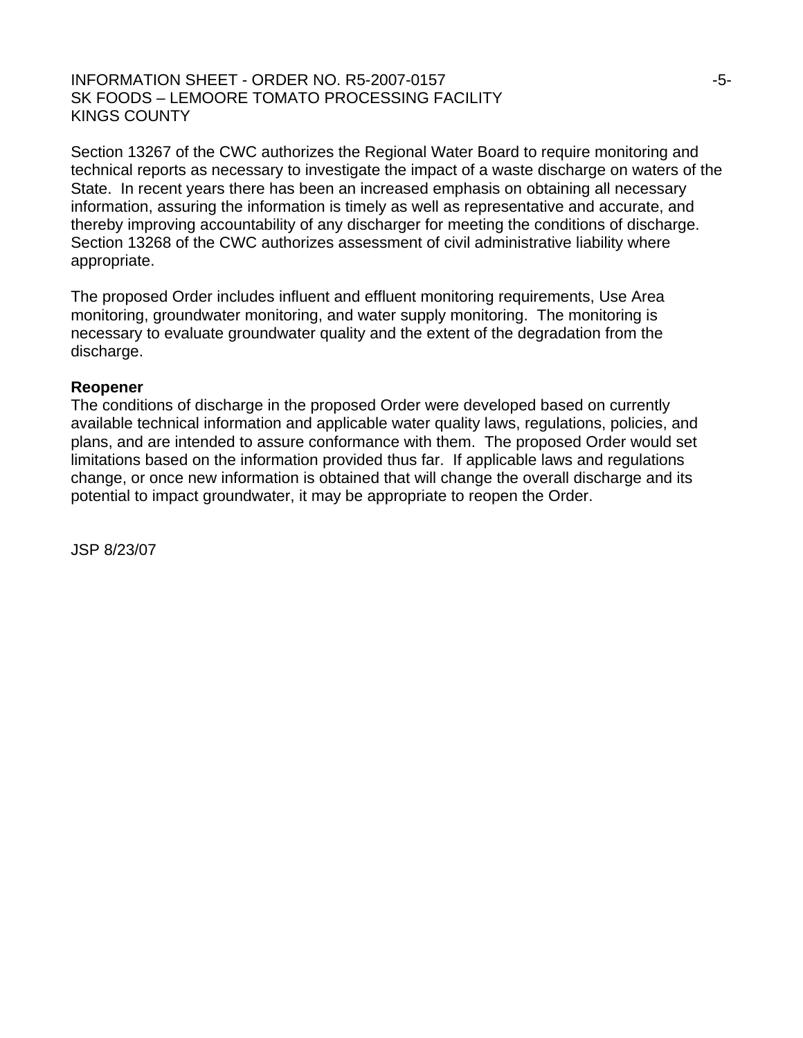Section 13267 of the CWC authorizes the Regional Water Board to require monitoring and technical reports as necessary to investigate the impact of a waste discharge on waters of the State. In recent years there has been an increased emphasis on obtaining all necessary information, assuring the information is timely as well as representative and accurate, and thereby improving accountability of any discharger for meeting the conditions of discharge. Section 13268 of the CWC authorizes assessment of civil administrative liability where appropriate.

The proposed Order includes influent and effluent monitoring requirements, Use Area monitoring, groundwater monitoring, and water supply monitoring. The monitoring is necessary to evaluate groundwater quality and the extent of the degradation from the discharge.

**Reopener**

The conditions of discharge in the proposed Order were developed based on currently available technical information and applicable water quality laws, regulations, policies, and plans, and are intended to assure conformance with them. The proposed Order would set limitations based on the information provided thus far. If applicable laws and regulations change, or once new information is obtained that will change the overall discharge and its potential to impact groundwater, it may be appropriate to reopen the Order.

JSP 8/23/07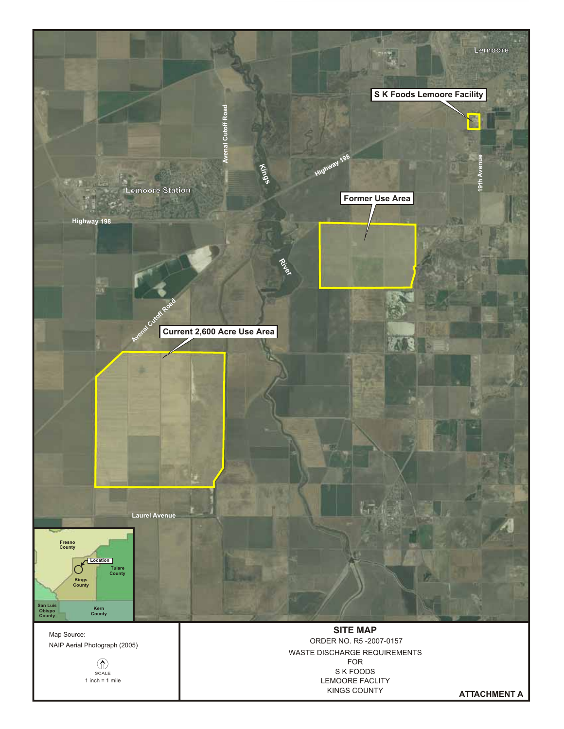Lemoore

S K Foods Lemoore Facility

Avenal Cutoff Road

Kings River

Highway 198

19th Avenue

Lemoore Station

Highway 198

Former Use Area

Avenal Cutoff Road

Current 2,600 Acre Use Area

Laurel Avenue

Fresno County

Location

Tulare County

Kings County

San Luis Obispo County

Kern County

Map Source:

NAIP Aerial Photograph (2005)

SCALE

1 inch = 1 mile

## SITE MAP

ORDER NO. R5 -2007-0157

WASTE DISCHARGE REQUIREMENTS

FOR

S K FOODS

LEMOORE FACLITY

KINGS COUNTY

**ATTACHMENT A**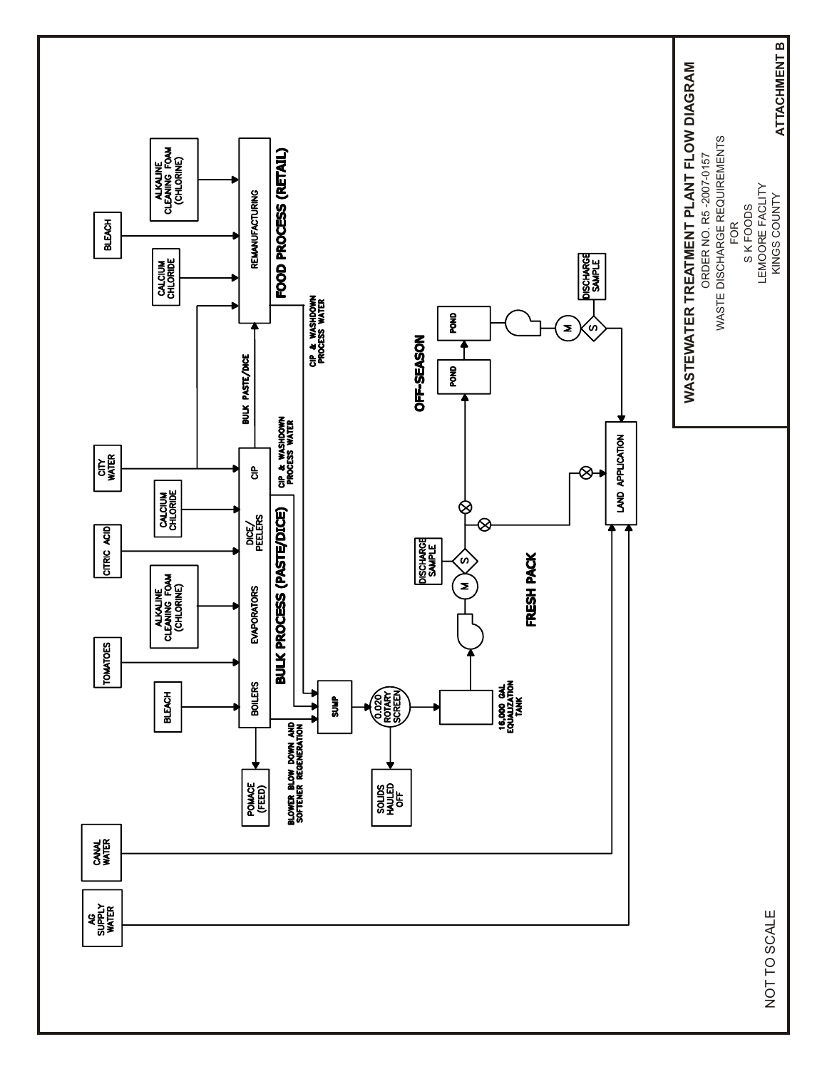# WASTEWATER TREATMENT PLANT FLOW DIAGRAM

ORDER NO. R5 -2007-0157
WASTE DISCHARGE REQUIREMENTS
FOR
S K FOODS
LEMOORE FACLITY
KINGS COUNTY

**ATTACHMENT B**

BLEACH

TOMATOES

ALKALINE CLEANING FOAM (CHLORINE)

CITRIC ACID

CALCIUM CHLORIDE

CITY WATER

BOILERS

EVAPORATORS

DICE/ PEELERS

CIP

**BULK PROCESS (PASTE/DICE)**

BULK PASTE/DICE

CALCIUM CHLORIDE

BLEACH

ALKALINE CLEANING FOAM (CHLORINE)

REMANUFACTURING

**FOOD PROCESS (RETAIL)**

CIP & WASHDOWN PROCESS WATER

CIP & WASHDOWN PROCESS WATER

POMACE (FEED)

BLOWER BLOW DOWN AND SOFTENER REGENERATION

SUMP

0.020 ROTARY SCREEN

SOLIDS HAULED OFF

16,000 GAL EQUALIZATION TANK

M

S

DISCHARGE SAMPLE

**FRESH PACK**

**OFF-SEASON**

POND

POND

M

S

DISCHARGE SAMPLE

LAND APPLICATION

CANAL WATER

AG SUPPLY WATER

NOT TO SCALE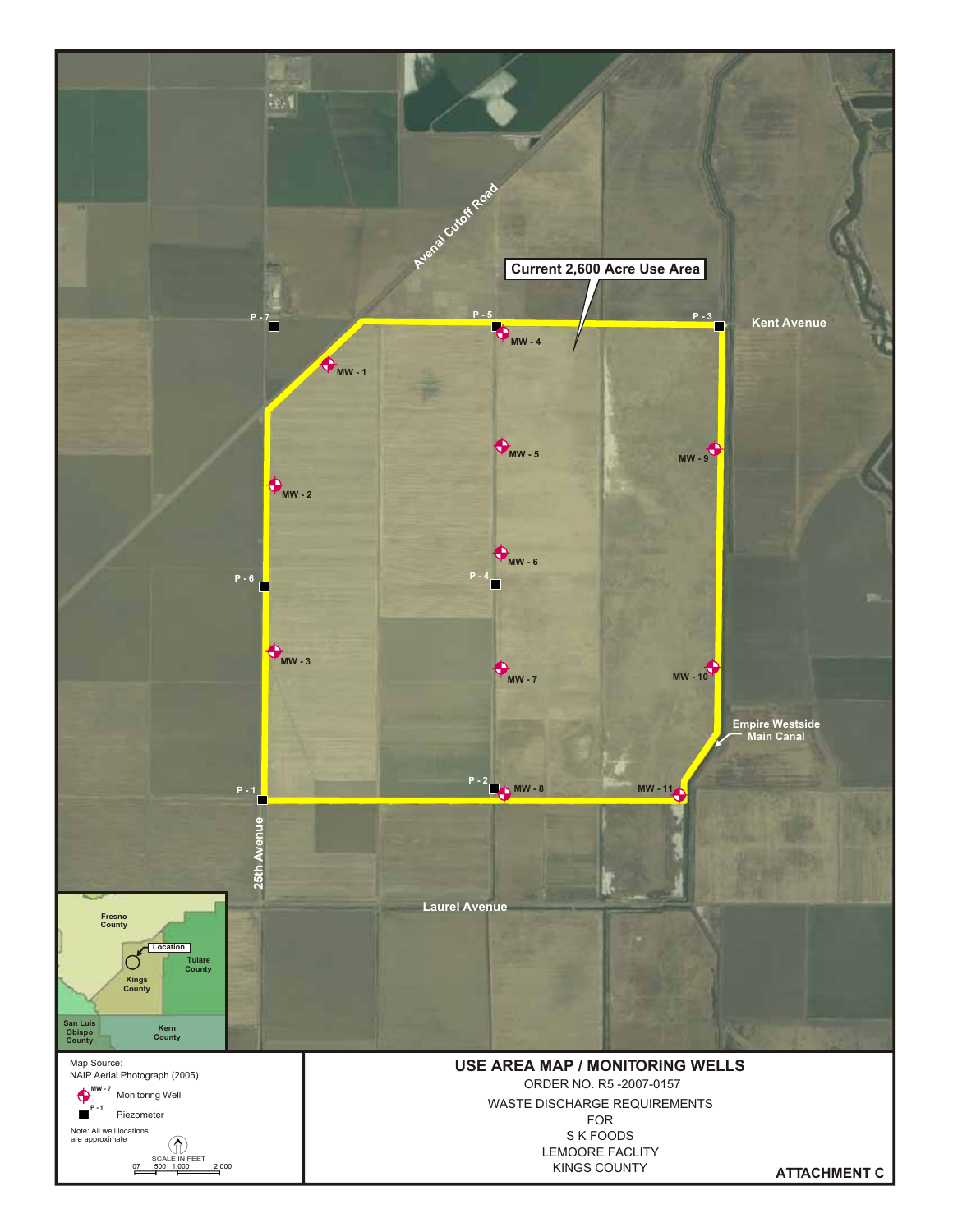Avenal Cutoff Road

Current 2,600 Acre Use Area

Kent Avenue

P - 7

P - 5

P - 3

MW - 4

MW - 1

MW - 5

MW - 9

MW - 2

MW - 6

P - 6

P - 4

MW - 3

MW - 7

MW - 10

Empire Westside Main Canal

P - 2

MW - 8

MW - 11

P - 1

25th Avenue

Laurel Avenue

Fresno County

Location

Tulare County

Kings County

San Luis Obispo County

Kern County

Map Source:
NAIP Aerial Photograph (2005)

MW - 7 Monitoring Well

P - 1 Piezometer

Note: All well locations are approximate

SCALE IN FEET

0 250 500 1,000 2,000

# USE AREA MAP / MONITORING WELLS

ORDER NO. R5 -2007-0157

WASTE DISCHARGE REQUIREMENTS

FOR

S K FOODS

LEMOORE FACLITY

KINGS COUNTY

**ATTACHMENT C**